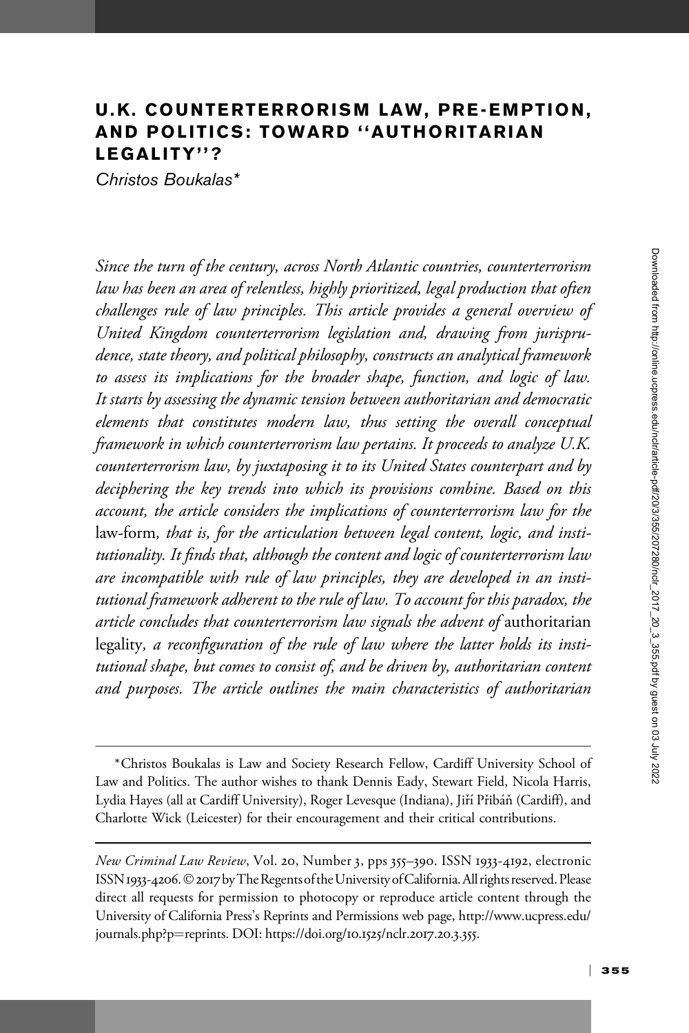# U.K. COUNTERTERRORISM LAW, PRE-EMPTION, AND POLITICS: TOWARD "AUTHORITARIAN LEGALITY"?

*Christos Boukalas\**

*Since the turn of the century, across North Atlantic countries, counterterrorism law has been an area of relentless, highly prioritized, legal production that often challenges rule of law principles. This article provides a general overview of United Kingdom counterterrorism legislation and, drawing from jurisprudence, state theory, and political philosophy, constructs an analytical framework to assess its implications for the broader shape, function, and logic of law. It starts by assessing the dynamic tension between authoritarian and democratic elements that constitutes modern law, thus setting the overall conceptual framework in which counterterrorism law pertains. It proceeds to analyze U.K. counterterrorism law, by juxtaposing it to its United States counterpart and by deciphering the key trends into which its provisions combine. Based on this account, the article considers the implications of counterterrorism law for the* law-form*, that is, for the articulation between legal content, logic, and institutionality. It finds that, although the content and logic of counterterrorism law are incompatible with rule of law principles, they are developed in an institutional framework adherent to the rule of law. To account for this paradox, the article concludes that counterterrorism law signals the advent of* authoritarian legality*, a reconfiguration of the rule of law where the latter holds its institutional shape, but comes to consist of, and be driven by, authoritarian content and purposes. The article outlines the main characteristics of authoritarian*

---

\*Christos Boukalas is Law and Society Research Fellow, Cardiff University School of Law and Politics. The author wishes to thank Dennis Eady, Stewart Field, Nicola Harris, Lydia Hayes (all at Cardiff University), Roger Levesque (Indiana), Jiří Přibáň (Cardiff), and Charlotte Wick (Leicester) for their encouragement and their critical contributions.

---

*New Criminal Law Review*, Vol. 20, Number 3, pps 355–390. ISSN 1933-4192, electronic ISSN 1933-4206. © 2017 by The Regents of the University of California. All rights reserved. Please direct all requests for permission to photocopy or reproduce article content through the University of California Press's Reprints and Permissions web page, http://www.ucpress.edu/journals.php?p=reprints. DOI: https://doi.org/10.1525/nclr.2017.20.3.355.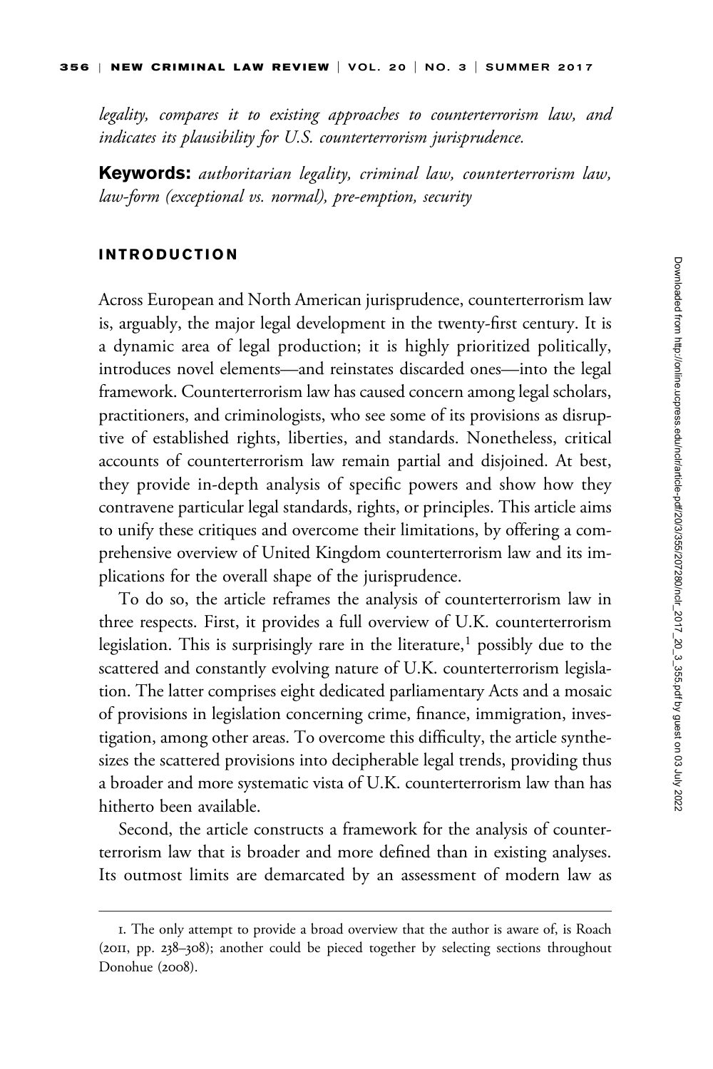*legality, compares it to existing approaches to counterterrorism law, and indicates its plausibility for U.S. counterterrorism jurisprudence.*

**Keywords:** *authoritarian legality, criminal law, counterterrorism law, law-form (exceptional vs. normal), pre-emption, security*

## INTRODUCTION

Across European and North American jurisprudence, counterterrorism law is, arguably, the major legal development in the twenty-first century. It is a dynamic area of legal production; it is highly prioritized politically, introduces novel elements—and reinstates discarded ones—into the legal framework. Counterterrorism law has caused concern among legal scholars, practitioners, and criminologists, who see some of its provisions as disruptive of established rights, liberties, and standards. Nonetheless, critical accounts of counterterrorism law remain partial and disjoined. At best, they provide in-depth analysis of specific powers and show how they contravene particular legal standards, rights, or principles. This article aims to unify these critiques and overcome their limitations, by offering a comprehensive overview of United Kingdom counterterrorism law and its implications for the overall shape of the jurisprudence.

To do so, the article reframes the analysis of counterterrorism law in three respects. First, it provides a full overview of U.K. counterterrorism legislation. This is surprisingly rare in the literature,[1] possibly due to the scattered and constantly evolving nature of U.K. counterterrorism legislation. The latter comprises eight dedicated parliamentary Acts and a mosaic of provisions in legislation concerning crime, finance, immigration, investigation, among other areas. To overcome this difficulty, the article synthesizes the scattered provisions into decipherable legal trends, providing thus a broader and more systematic vista of U.K. counterterrorism law than has hitherto been available.

Second, the article constructs a framework for the analysis of counterterrorism law that is broader and more defined than in existing analyses. Its outmost limits are demarcated by an assessment of modern law as

---

1. The only attempt to provide a broad overview that the author is aware of, is Roach (2011, pp. 238–308); another could be pieced together by selecting sections throughout Donohue (2008).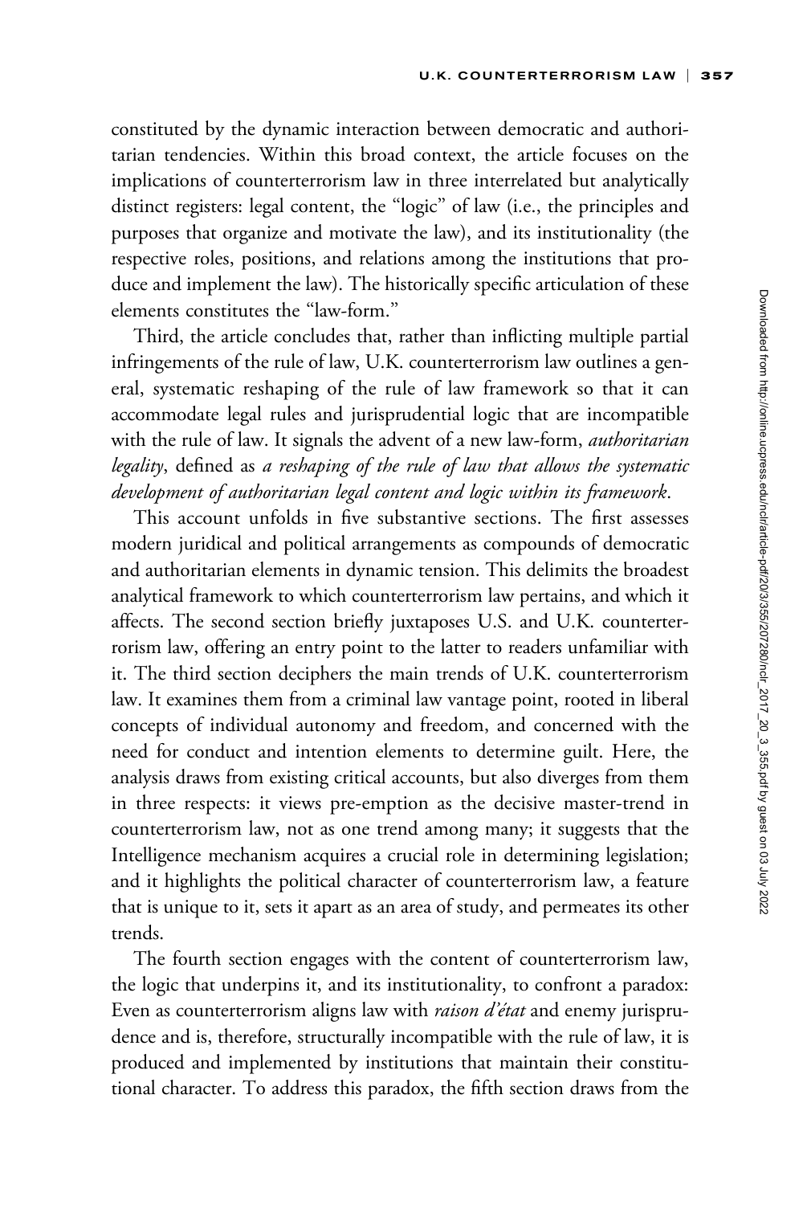constituted by the dynamic interaction between democratic and authoritarian tendencies. Within this broad context, the article focuses on the implications of counterterrorism law in three interrelated but analytically distinct registers: legal content, the "logic" of law (i.e., the principles and purposes that organize and motivate the law), and its institutionality (the respective roles, positions, and relations among the institutions that produce and implement the law). The historically specific articulation of these elements constitutes the "law-form."

Third, the article concludes that, rather than inflicting multiple partial infringements of the rule of law, U.K. counterterrorism law outlines a general, systematic reshaping of the rule of law framework so that it can accommodate legal rules and jurisprudential logic that are incompatible with the rule of law. It signals the advent of a new law-form, *authoritarian legality*, defined as *a reshaping of the rule of law that allows the systematic development of authoritarian legal content and logic within its framework*.

This account unfolds in five substantive sections. The first assesses modern juridical and political arrangements as compounds of democratic and authoritarian elements in dynamic tension. This delimits the broadest analytical framework to which counterterrorism law pertains, and which it affects. The second section briefly juxtaposes U.S. and U.K. counterterrorism law, offering an entry point to the latter to readers unfamiliar with it. The third section deciphers the main trends of U.K. counterterrorism law. It examines them from a criminal law vantage point, rooted in liberal concepts of individual autonomy and freedom, and concerned with the need for conduct and intention elements to determine guilt. Here, the analysis draws from existing critical accounts, but also diverges from them in three respects: it views pre-emption as the decisive master-trend in counterterrorism law, not as one trend among many; it suggests that the Intelligence mechanism acquires a crucial role in determining legislation; and it highlights the political character of counterterrorism law, a feature that is unique to it, sets it apart as an area of study, and permeates its other trends.

The fourth section engages with the content of counterterrorism law, the logic that underpins it, and its institutionality, to confront a paradox: Even as counterterrorism aligns law with *raison d'état* and enemy jurisprudence and is, therefore, structurally incompatible with the rule of law, it is produced and implemented by institutions that maintain their constitutional character. To address this paradox, the fifth section draws from the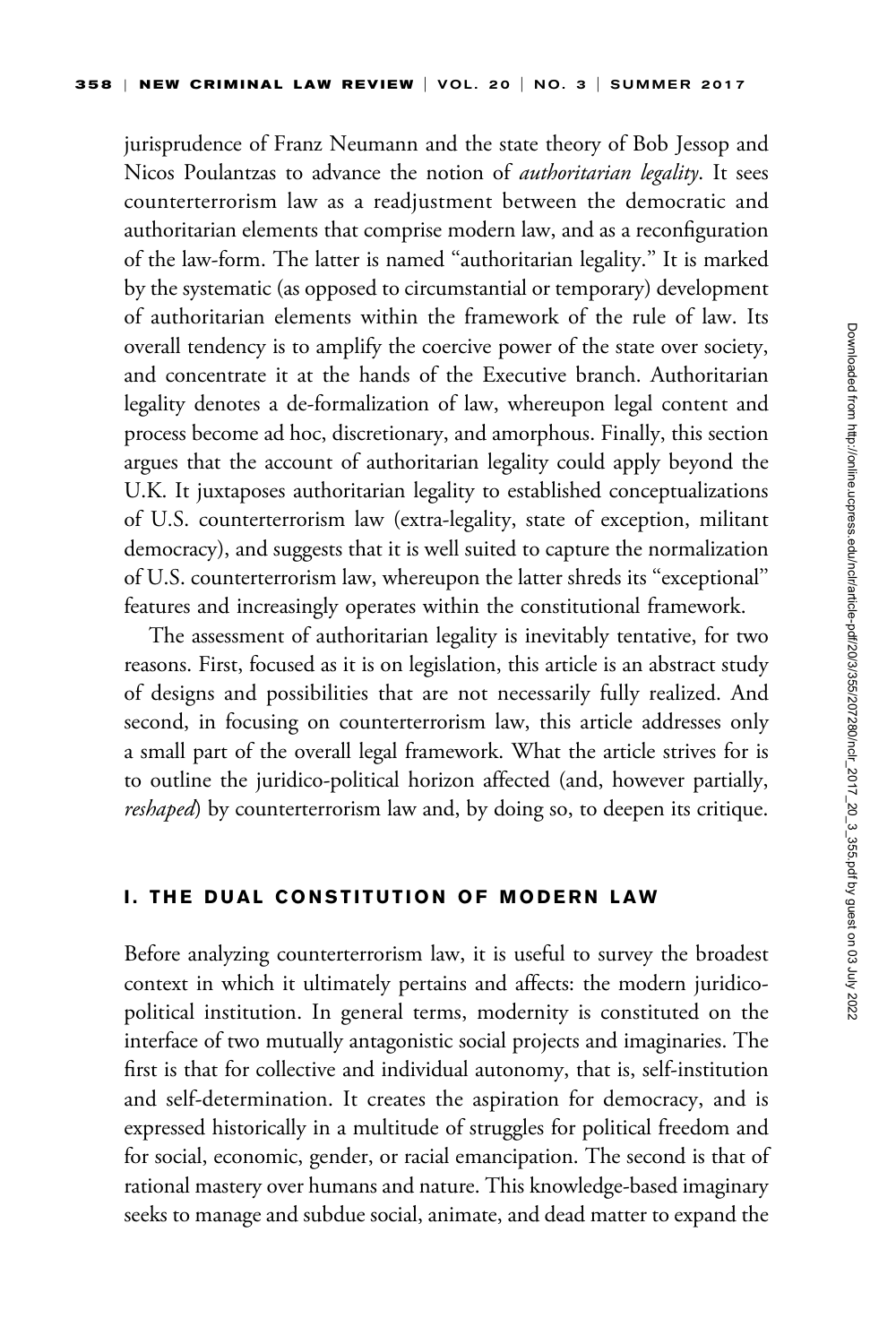jurisprudence of Franz Neumann and the state theory of Bob Jessop and Nicos Poulantzas to advance the notion of *authoritarian legality*. It sees counterterrorism law as a readjustment between the democratic and authoritarian elements that comprise modern law, and as a reconfiguration of the law-form. The latter is named "authoritarian legality." It is marked by the systematic (as opposed to circumstantial or temporary) development of authoritarian elements within the framework of the rule of law. Its overall tendency is to amplify the coercive power of the state over society, and concentrate it at the hands of the Executive branch. Authoritarian legality denotes a de-formalization of law, whereupon legal content and process become ad hoc, discretionary, and amorphous. Finally, this section argues that the account of authoritarian legality could apply beyond the U.K. It juxtaposes authoritarian legality to established conceptualizations of U.S. counterterrorism law (extra-legality, state of exception, militant democracy), and suggests that it is well suited to capture the normalization of U.S. counterterrorism law, whereupon the latter shreds its "exceptional" features and increasingly operates within the constitutional framework.

The assessment of authoritarian legality is inevitably tentative, for two reasons. First, focused as it is on legislation, this article is an abstract study of designs and possibilities that are not necessarily fully realized. And second, in focusing on counterterrorism law, this article addresses only a small part of the overall legal framework. What the article strives for is to outline the juridico-political horizon affected (and, however partially, *reshaped*) by counterterrorism law and, by doing so, to deepen its critique.

## I. THE DUAL CONSTITUTION OF MODERN LAW

Before analyzing counterterrorism law, it is useful to survey the broadest context in which it ultimately pertains and affects: the modern juridico-political institution. In general terms, modernity is constituted on the interface of two mutually antagonistic social projects and imaginaries. The first is that for collective and individual autonomy, that is, self-institution and self-determination. It creates the aspiration for democracy, and is expressed historically in a multitude of struggles for political freedom and for social, economic, gender, or racial emancipation. The second is that of rational mastery over humans and nature. This knowledge-based imaginary seeks to manage and subdue social, animate, and dead matter to expand the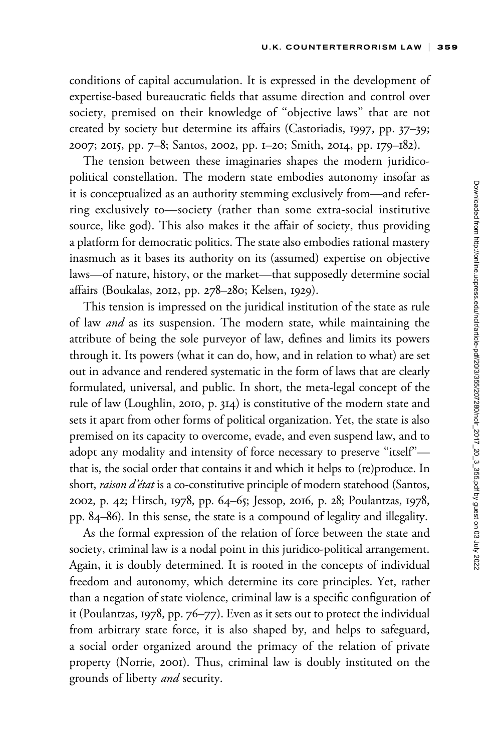conditions of capital accumulation. It is expressed in the development of expertise-based bureaucratic fields that assume direction and control over society, premised on their knowledge of "objective laws" that are not created by society but determine its affairs (Castoriadis, 1997, pp. 37–39; 2007; 2015, pp. 7–8; Santos, 2002, pp. 1–20; Smith, 2014, pp. 179–182).

The tension between these imaginaries shapes the modern juridico-political constellation. The modern state embodies autonomy insofar as it is conceptualized as an authority stemming exclusively from—and referring exclusively to—society (rather than some extra-social institutive source, like god). This also makes it the affair of society, thus providing a platform for democratic politics. The state also embodies rational mastery inasmuch as it bases its authority on its (assumed) expertise on objective laws—of nature, history, or the market—that supposedly determine social affairs (Boukalas, 2012, pp. 278–280; Kelsen, 1929).

This tension is impressed on the juridical institution of the state as rule of law *and* as its suspension. The modern state, while maintaining the attribute of being the sole purveyor of law, defines and limits its powers through it. Its powers (what it can do, how, and in relation to what) are set out in advance and rendered systematic in the form of laws that are clearly formulated, universal, and public. In short, the meta-legal concept of the rule of law (Loughlin, 2010, p. 314) is constitutive of the modern state and sets it apart from other forms of political organization. Yet, the state is also premised on its capacity to overcome, evade, and even suspend law, and to adopt any modality and intensity of force necessary to preserve "itself"—that is, the social order that contains it and which it helps to (re)produce. In short, *raison d'état* is a co-constitutive principle of modern statehood (Santos, 2002, p. 42; Hirsch, 1978, pp. 64–65; Jessop, 2016, p. 28; Poulantzas, 1978, pp. 84–86). In this sense, the state is a compound of legality and illegality.

As the formal expression of the relation of force between the state and society, criminal law is a nodal point in this juridico-political arrangement. Again, it is doubly determined. It is rooted in the concepts of individual freedom and autonomy, which determine its core principles. Yet, rather than a negation of state violence, criminal law is a specific configuration of it (Poulantzas, 1978, pp. 76–77). Even as it sets out to protect the individual from arbitrary state force, it is also shaped by, and helps to safeguard, a social order organized around the primacy of the relation of private property (Norrie, 2001). Thus, criminal law is doubly instituted on the grounds of liberty *and* security.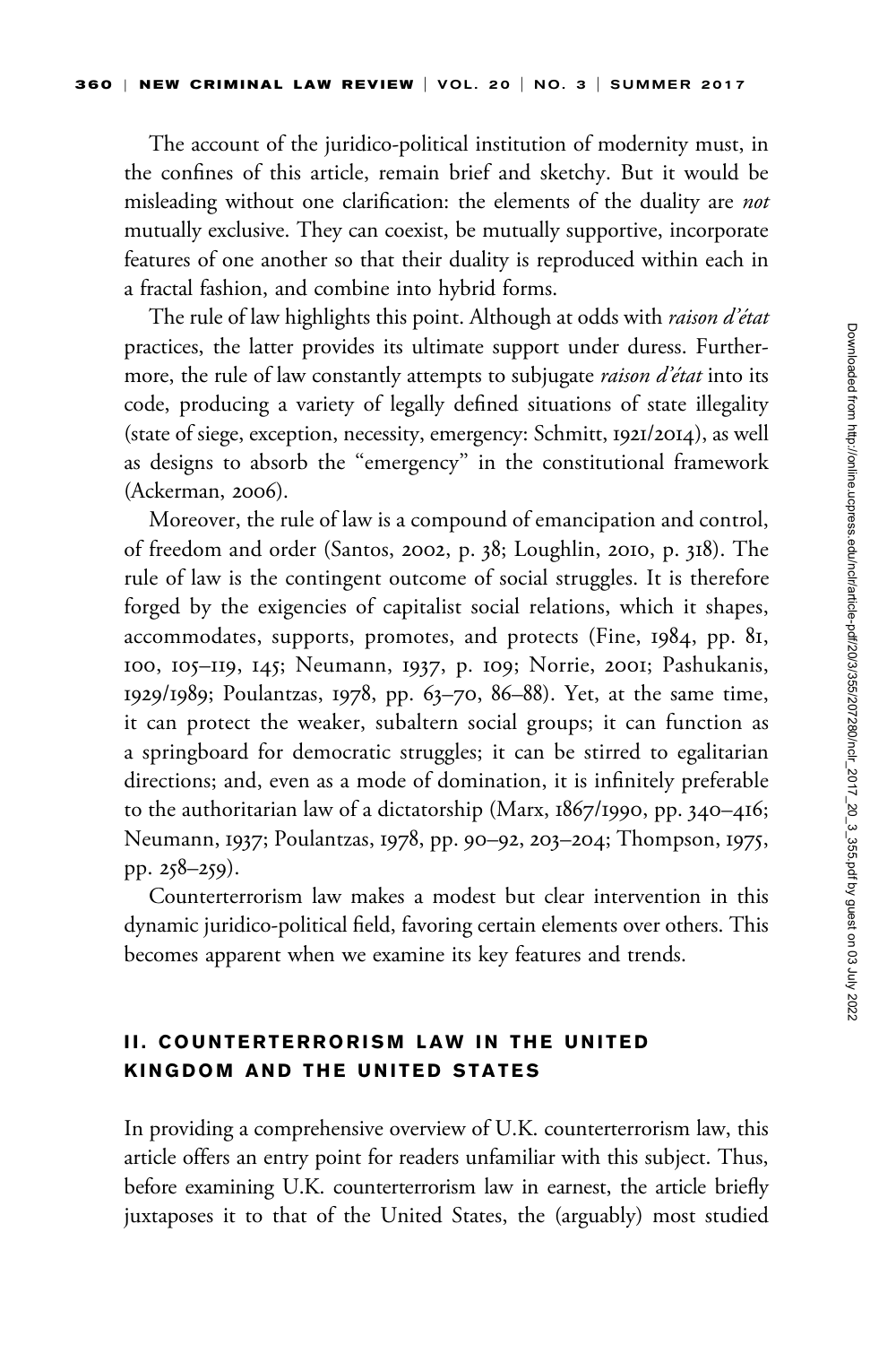The account of the juridico-political institution of modernity must, in the confines of this article, remain brief and sketchy. But it would be misleading without one clarification: the elements of the duality are *not* mutually exclusive. They can coexist, be mutually supportive, incorporate features of one another so that their duality is reproduced within each in a fractal fashion, and combine into hybrid forms.

The rule of law highlights this point. Although at odds with *raison d'état* practices, the latter provides its ultimate support under duress. Furthermore, the rule of law constantly attempts to subjugate *raison d'état* into its code, producing a variety of legally defined situations of state illegality (state of siege, exception, necessity, emergency: Schmitt, 1921/2014), as well as designs to absorb the "emergency" in the constitutional framework (Ackerman, 2006).

Moreover, the rule of law is a compound of emancipation and control, of freedom and order (Santos, 2002, p. 38; Loughlin, 2010, p. 318). The rule of law is the contingent outcome of social struggles. It is therefore forged by the exigencies of capitalist social relations, which it shapes, accommodates, supports, promotes, and protects (Fine, 1984, pp. 81, 100, 105–119, 145; Neumann, 1937, p. 109; Norrie, 2001; Pashukanis, 1929/1989; Poulantzas, 1978, pp. 63–70, 86–88). Yet, at the same time, it can protect the weaker, subaltern social groups; it can function as a springboard for democratic struggles; it can be stirred to egalitarian directions; and, even as a mode of domination, it is infinitely preferable to the authoritarian law of a dictatorship (Marx, 1867/1990, pp. 340–416; Neumann, 1937; Poulantzas, 1978, pp. 90–92, 203–204; Thompson, 1975, pp. 258–259).

Counterterrorism law makes a modest but clear intervention in this dynamic juridico-political field, favoring certain elements over others. This becomes apparent when we examine its key features and trends.

## II. COUNTERTERRORISM LAW IN THE UNITED KINGDOM AND THE UNITED STATES

In providing a comprehensive overview of U.K. counterterrorism law, this article offers an entry point for readers unfamiliar with this subject. Thus, before examining U.K. counterterrorism law in earnest, the article briefly juxtaposes it to that of the United States, the (arguably) most studied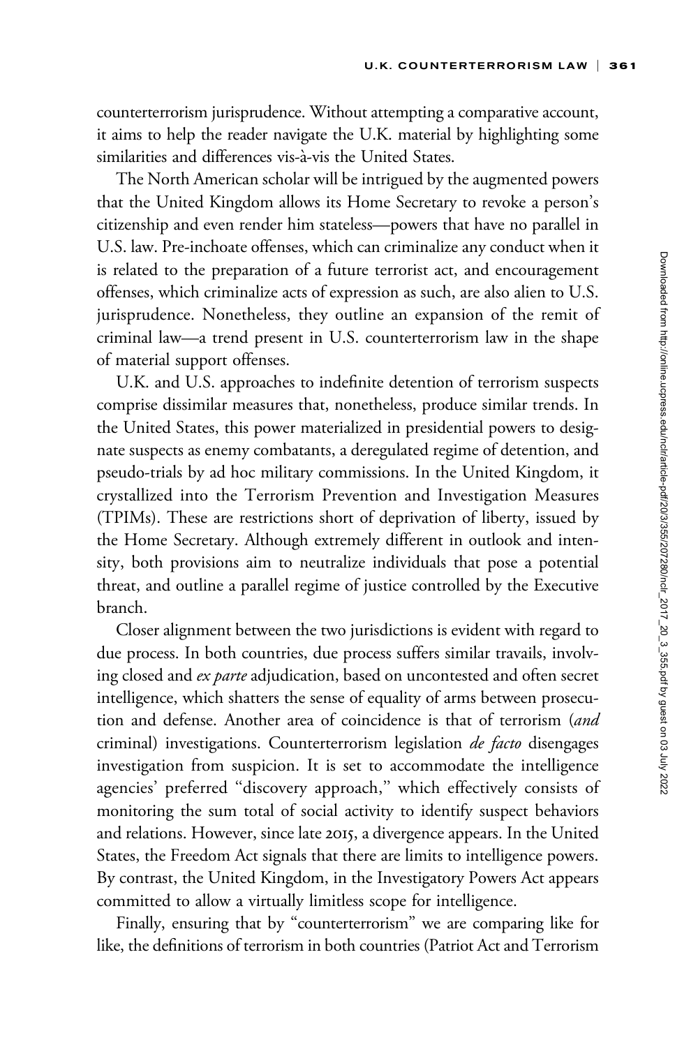counterterrorism jurisprudence. Without attempting a comparative account, it aims to help the reader navigate the U.K. material by highlighting some similarities and differences vis-à-vis the United States.

The North American scholar will be intrigued by the augmented powers that the United Kingdom allows its Home Secretary to revoke a person's citizenship and even render him stateless—powers that have no parallel in U.S. law. Pre-inchoate offenses, which can criminalize any conduct when it is related to the preparation of a future terrorist act, and encouragement offenses, which criminalize acts of expression as such, are also alien to U.S. jurisprudence. Nonetheless, they outline an expansion of the remit of criminal law—a trend present in U.S. counterterrorism law in the shape of material support offenses.

U.K. and U.S. approaches to indefinite detention of terrorism suspects comprise dissimilar measures that, nonetheless, produce similar trends. In the United States, this power materialized in presidential powers to designate suspects as enemy combatants, a deregulated regime of detention, and pseudo-trials by ad hoc military commissions. In the United Kingdom, it crystallized into the Terrorism Prevention and Investigation Measures (TPIMs). These are restrictions short of deprivation of liberty, issued by the Home Secretary. Although extremely different in outlook and intensity, both provisions aim to neutralize individuals that pose a potential threat, and outline a parallel regime of justice controlled by the Executive branch.

Closer alignment between the two jurisdictions is evident with regard to due process. In both countries, due process suffers similar travails, involving closed and *ex parte* adjudication, based on uncontested and often secret intelligence, which shatters the sense of equality of arms between prosecution and defense. Another area of coincidence is that of terrorism (*and* criminal) investigations. Counterterrorism legislation *de facto* disengages investigation from suspicion. It is set to accommodate the intelligence agencies' preferred "discovery approach," which effectively consists of monitoring the sum total of social activity to identify suspect behaviors and relations. However, since late 2015, a divergence appears. In the United States, the Freedom Act signals that there are limits to intelligence powers. By contrast, the United Kingdom, in the Investigatory Powers Act appears committed to allow a virtually limitless scope for intelligence.

Finally, ensuring that by "counterterrorism" we are comparing like for like, the definitions of terrorism in both countries (Patriot Act and Terrorism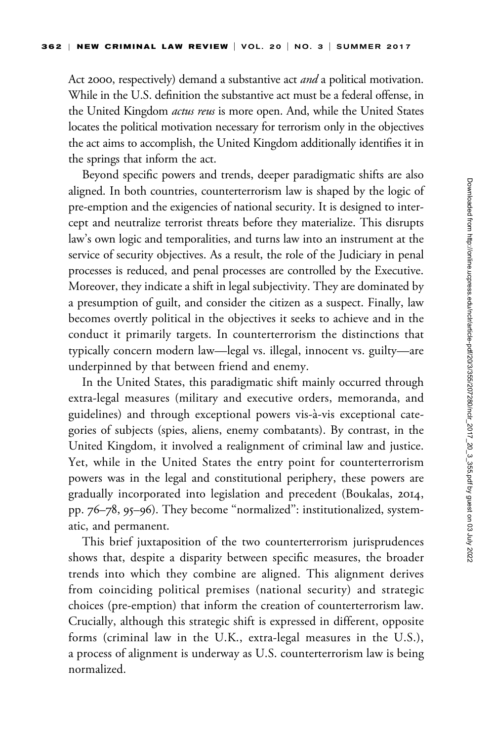Act 2000, respectively) demand a substantive act *and* a political motivation. While in the U.S. definition the substantive act must be a federal offense, in the United Kingdom *actus reus* is more open. And, while the United States locates the political motivation necessary for terrorism only in the objectives the act aims to accomplish, the United Kingdom additionally identifies it in the springs that inform the act.

Beyond specific powers and trends, deeper paradigmatic shifts are also aligned. In both countries, counterterrorism law is shaped by the logic of pre-emption and the exigencies of national security. It is designed to intercept and neutralize terrorist threats before they materialize. This disrupts law's own logic and temporalities, and turns law into an instrument at the service of security objectives. As a result, the role of the Judiciary in penal processes is reduced, and penal processes are controlled by the Executive. Moreover, they indicate a shift in legal subjectivity. They are dominated by a presumption of guilt, and consider the citizen as a suspect. Finally, law becomes overtly political in the objectives it seeks to achieve and in the conduct it primarily targets. In counterterrorism the distinctions that typically concern modern law—legal vs. illegal, innocent vs. guilty—are underpinned by that between friend and enemy.

In the United States, this paradigmatic shift mainly occurred through extra-legal measures (military and executive orders, memoranda, and guidelines) and through exceptional powers vis-à-vis exceptional categories of subjects (spies, aliens, enemy combatants). By contrast, in the United Kingdom, it involved a realignment of criminal law and justice. Yet, while in the United States the entry point for counterterrorism powers was in the legal and constitutional periphery, these powers are gradually incorporated into legislation and precedent (Boukalas, 2014, pp. 76–78, 95–96). They become "normalized": institutionalized, systematic, and permanent.

This brief juxtaposition of the two counterterrorism jurisprudences shows that, despite a disparity between specific measures, the broader trends into which they combine are aligned. This alignment derives from coinciding political premises (national security) and strategic choices (pre-emption) that inform the creation of counterterrorism law. Crucially, although this strategic shift is expressed in different, opposite forms (criminal law in the U.K., extra-legal measures in the U.S.), a process of alignment is underway as U.S. counterterrorism law is being normalized.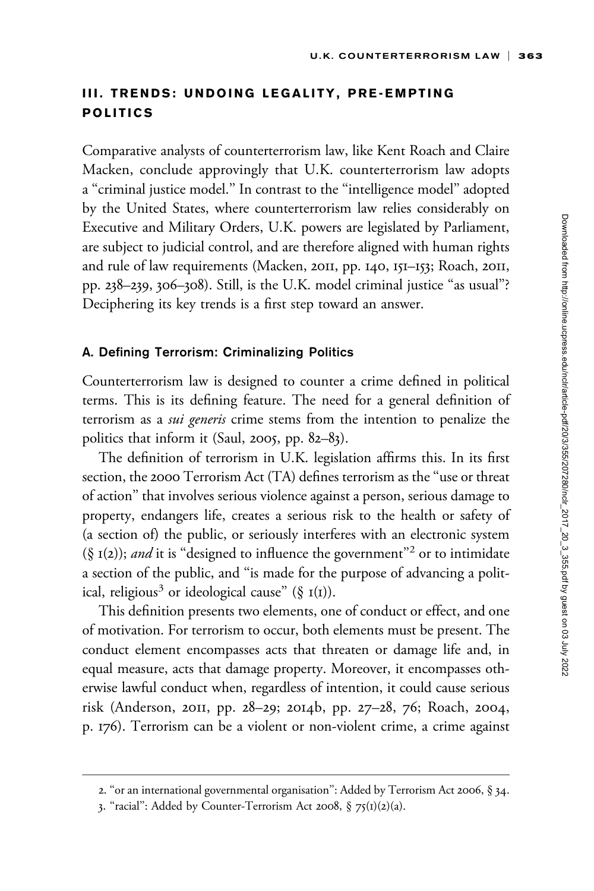## III. TRENDS: UNDOING LEGALITY, PRE-EMPTING POLITICS

Comparative analysts of counterterrorism law, like Kent Roach and Claire Macken, conclude approvingly that U.K. counterterrorism law adopts a "criminal justice model." In contrast to the "intelligence model" adopted by the United States, where counterterrorism law relies considerably on Executive and Military Orders, U.K. powers are legislated by Parliament, are subject to judicial control, and are therefore aligned with human rights and rule of law requirements (Macken, 2011, pp. 140, 151–153; Roach, 2011, pp. 238–239, 306–308). Still, is the U.K. model criminal justice "as usual"? Deciphering its key trends is a first step toward an answer.

### A. Defining Terrorism: Criminalizing Politics

Counterterrorism law is designed to counter a crime defined in political terms. This is its defining feature. The need for a general definition of terrorism as a *sui generis* crime stems from the intention to penalize the politics that inform it (Saul, 2005, pp. 82–83).

The definition of terrorism in U.K. legislation affirms this. In its first section, the 2000 Terrorism Act (TA) defines terrorism as the "use or threat of action" that involves serious violence against a person, serious damage to property, endangers life, creates a serious risk to the health or safety of (a section of) the public, or seriously interferes with an electronic system (§ 1(2)); *and* it is "designed to influence the government"[2] or to intimidate a section of the public, and "is made for the purpose of advancing a political, religious[3] or ideological cause" (§ 1(1)).

This definition presents two elements, one of conduct or effect, and one of motivation. For terrorism to occur, both elements must be present. The conduct element encompasses acts that threaten or damage life and, in equal measure, acts that damage property. Moreover, it encompasses otherwise lawful conduct when, regardless of intention, it could cause serious risk (Anderson, 2011, pp. 28–29; 2014b, pp. 27–28, 76; Roach, 2004, p. 176). Terrorism can be a violent or non-violent crime, a crime against

2. "or an international governmental organisation": Added by Terrorism Act 2006, § 34.

3. "racial": Added by Counter-Terrorism Act 2008, § 75(1)(2)(a).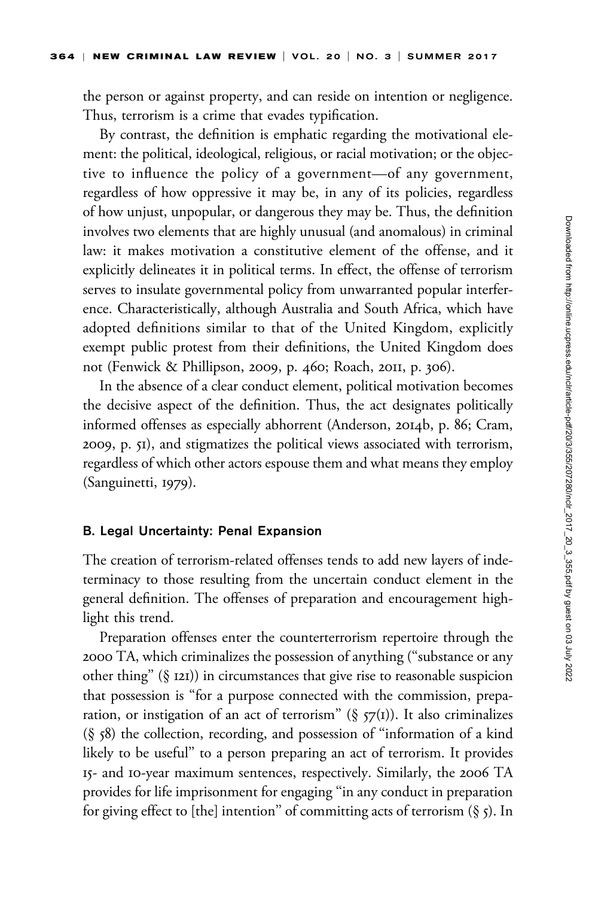the person or against property, and can reside on intention or negligence. Thus, terrorism is a crime that evades typification.

By contrast, the definition is emphatic regarding the motivational element: the political, ideological, religious, or racial motivation; or the objective to influence the policy of a government—of any government, regardless of how oppressive it may be, in any of its policies, regardless of how unjust, unpopular, or dangerous they may be. Thus, the definition involves two elements that are highly unusual (and anomalous) in criminal law: it makes motivation a constitutive element of the offense, and it explicitly delineates it in political terms. In effect, the offense of terrorism serves to insulate governmental policy from unwarranted popular interference. Characteristically, although Australia and South Africa, which have adopted definitions similar to that of the United Kingdom, explicitly exempt public protest from their definitions, the United Kingdom does not (Fenwick & Phillipson, 2009, p. 460; Roach, 2011, p. 306).

In the absence of a clear conduct element, political motivation becomes the decisive aspect of the definition. Thus, the act designates politically informed offenses as especially abhorrent (Anderson, 2014b, p. 86; Cram, 2009, p. 51), and stigmatizes the political views associated with terrorism, regardless of which other actors espouse them and what means they employ (Sanguinetti, 1979).

### B. Legal Uncertainty: Penal Expansion

The creation of terrorism-related offenses tends to add new layers of indeterminacy to those resulting from the uncertain conduct element in the general definition. The offenses of preparation and encouragement highlight this trend.

Preparation offenses enter the counterterrorism repertoire through the 2000 TA, which criminalizes the possession of anything ("substance or any other thing" (§ 121)) in circumstances that give rise to reasonable suspicion that possession is "for a purpose connected with the commission, preparation, or instigation of an act of terrorism" (§ 57(1)). It also criminalizes (§ 58) the collection, recording, and possession of "information of a kind likely to be useful" to a person preparing an act of terrorism. It provides 15- and 10-year maximum sentences, respectively. Similarly, the 2006 TA provides for life imprisonment for engaging "in any conduct in preparation for giving effect to [the] intention" of committing acts of terrorism (§ 5). In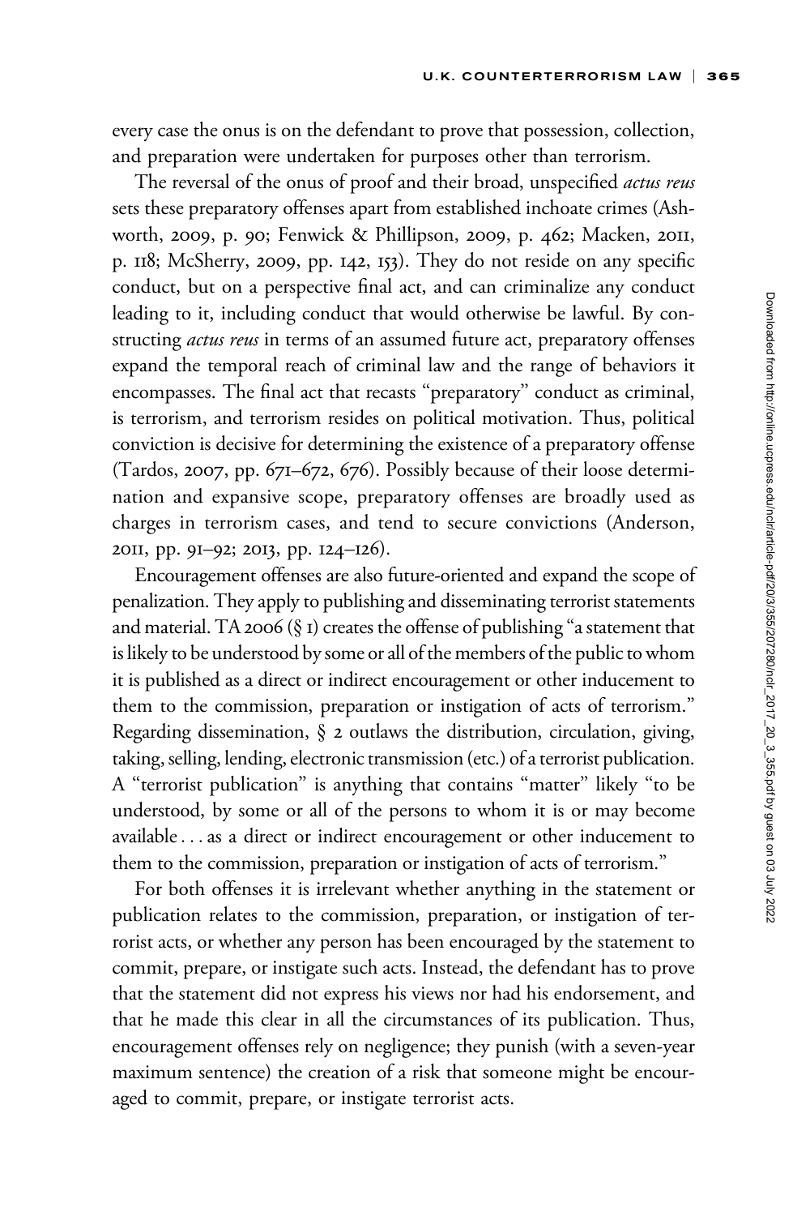every case the onus is on the defendant to prove that possession, collection, and preparation were undertaken for purposes other than terrorism.

The reversal of the onus of proof and their broad, unspecified *actus reus* sets these preparatory offenses apart from established inchoate crimes (Ashworth, 2009, p. 90; Fenwick & Phillipson, 2009, p. 462; Macken, 2011, p. 118; McSherry, 2009, pp. 142, 153). They do not reside on any specific conduct, but on a perspective final act, and can criminalize any conduct leading to it, including conduct that would otherwise be lawful. By constructing *actus reus* in terms of an assumed future act, preparatory offenses expand the temporal reach of criminal law and the range of behaviors it encompasses. The final act that recasts "preparatory" conduct as criminal, is terrorism, and terrorism resides on political motivation. Thus, political conviction is decisive for determining the existence of a preparatory offense (Tardos, 2007, pp. 671–672, 676). Possibly because of their loose determination and expansive scope, preparatory offenses are broadly used as charges in terrorism cases, and tend to secure convictions (Anderson, 2011, pp. 91–92; 2013, pp. 124–126).

Encouragement offenses are also future-oriented and expand the scope of penalization. They apply to publishing and disseminating terrorist statements and material. TA 2006 (§ 1) creates the offense of publishing "a statement that is likely to be understood by some or all of the members of the public to whom it is published as a direct or indirect encouragement or other inducement to them to the commission, preparation or instigation of acts of terrorism." Regarding dissemination, § 2 outlaws the distribution, circulation, giving, taking, selling, lending, electronic transmission (etc.) of a terrorist publication. A "terrorist publication" is anything that contains "matter" likely "to be understood, by some or all of the persons to whom it is or may become available . . . as a direct or indirect encouragement or other inducement to them to the commission, preparation or instigation of acts of terrorism."

For both offenses it is irrelevant whether anything in the statement or publication relates to the commission, preparation, or instigation of terrorist acts, or whether any person has been encouraged by the statement to commit, prepare, or instigate such acts. Instead, the defendant has to prove that the statement did not express his views nor had his endorsement, and that he made this clear in all the circumstances of its publication. Thus, encouragement offenses rely on negligence; they punish (with a seven-year maximum sentence) the creation of a risk that someone might be encouraged to commit, prepare, or instigate terrorist acts.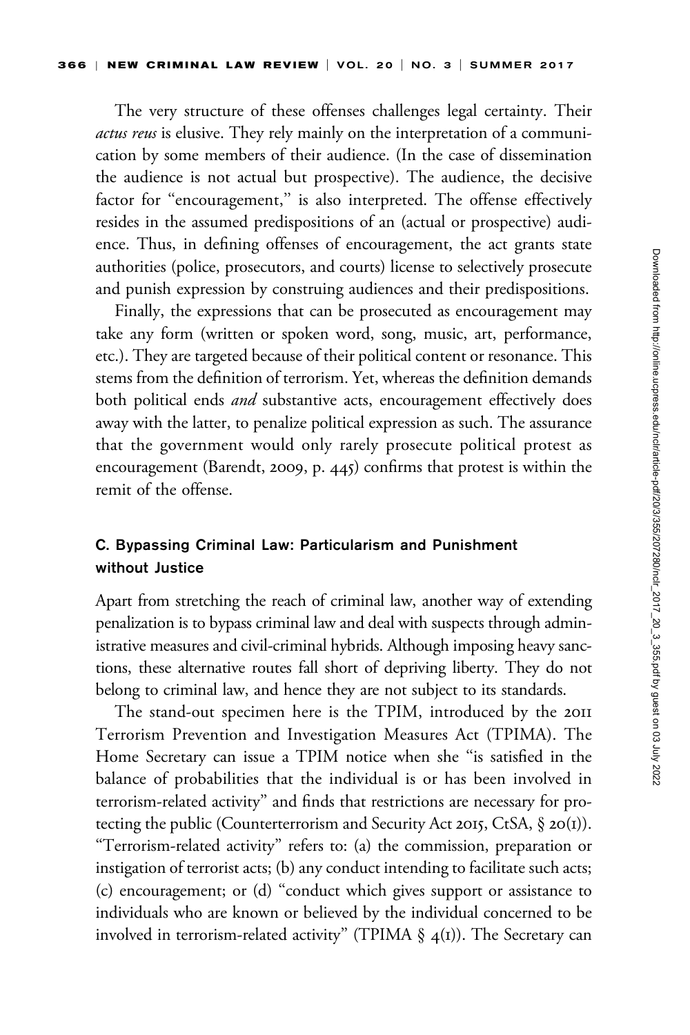The very structure of these offenses challenges legal certainty. Their *actus reus* is elusive. They rely mainly on the interpretation of a communication by some members of their audience. (In the case of dissemination the audience is not actual but prospective). The audience, the decisive factor for "encouragement," is also interpreted. The offense effectively resides in the assumed predispositions of an (actual or prospective) audience. Thus, in defining offenses of encouragement, the act grants state authorities (police, prosecutors, and courts) license to selectively prosecute and punish expression by construing audiences and their predispositions.

Finally, the expressions that can be prosecuted as encouragement may take any form (written or spoken word, song, music, art, performance, etc.). They are targeted because of their political content or resonance. This stems from the definition of terrorism. Yet, whereas the definition demands both political ends *and* substantive acts, encouragement effectively does away with the latter, to penalize political expression as such. The assurance that the government would only rarely prosecute political protest as encouragement (Barendt, 2009, p. 445) confirms that protest is within the remit of the offense.

### C. Bypassing Criminal Law: Particularism and Punishment without Justice

Apart from stretching the reach of criminal law, another way of extending penalization is to bypass criminal law and deal with suspects through administrative measures and civil-criminal hybrids. Although imposing heavy sanctions, these alternative routes fall short of depriving liberty. They do not belong to criminal law, and hence they are not subject to its standards.

The stand-out specimen here is the TPIM, introduced by the 2011 Terrorism Prevention and Investigation Measures Act (TPIMA). The Home Secretary can issue a TPIM notice when she "is satisfied in the balance of probabilities that the individual is or has been involved in terrorism-related activity" and finds that restrictions are necessary for protecting the public (Counterterrorism and Security Act 2015, CtSA, § 20(1)). "Terrorism-related activity" refers to: (a) the commission, preparation or instigation of terrorist acts; (b) any conduct intending to facilitate such acts; (c) encouragement; or (d) "conduct which gives support or assistance to individuals who are known or believed by the individual concerned to be involved in terrorism-related activity" (TPIMA § 4(1)). The Secretary can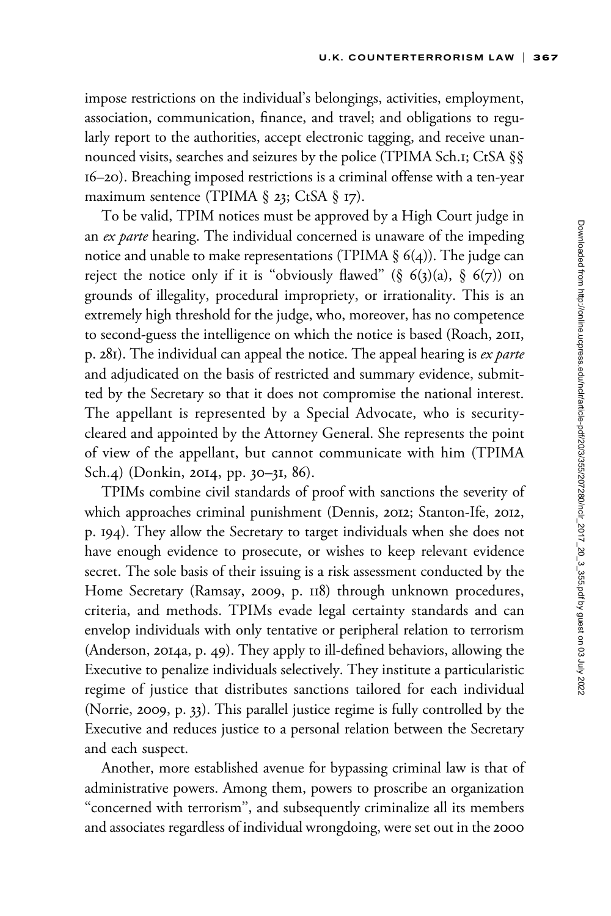impose restrictions on the individual's belongings, activities, employment, association, communication, finance, and travel; and obligations to regularly report to the authorities, accept electronic tagging, and receive unannounced visits, searches and seizures by the police (TPIMA Sch.1; CtSA §§ 16–20). Breaching imposed restrictions is a criminal offense with a ten-year maximum sentence (TPIMA § 23; CtSA § 17).

To be valid, TPIM notices must be approved by a High Court judge in an *ex parte* hearing. The individual concerned is unaware of the impeding notice and unable to make representations (TPIMA § 6(4)). The judge can reject the notice only if it is "obviously flawed" (§ 6(3)(a), § 6(7)) on grounds of illegality, procedural impropriety, or irrationality. This is an extremely high threshold for the judge, who, moreover, has no competence to second-guess the intelligence on which the notice is based (Roach, 2011, p. 281). The individual can appeal the notice. The appeal hearing is *ex parte* and adjudicated on the basis of restricted and summary evidence, submitted by the Secretary so that it does not compromise the national interest. The appellant is represented by a Special Advocate, who is security-cleared and appointed by the Attorney General. She represents the point of view of the appellant, but cannot communicate with him (TPIMA Sch.4) (Donkin, 2014, pp. 30–31, 86).

TPIMs combine civil standards of proof with sanctions the severity of which approaches criminal punishment (Dennis, 2012; Stanton-Ife, 2012, p. 194). They allow the Secretary to target individuals when she does not have enough evidence to prosecute, or wishes to keep relevant evidence secret. The sole basis of their issuing is a risk assessment conducted by the Home Secretary (Ramsay, 2009, p. 118) through unknown procedures, criteria, and methods. TPIMs evade legal certainty standards and can envelop individuals with only tentative or peripheral relation to terrorism (Anderson, 2014a, p. 49). They apply to ill-defined behaviors, allowing the Executive to penalize individuals selectively. They institute a particularistic regime of justice that distributes sanctions tailored for each individual (Norrie, 2009, p. 33). This parallel justice regime is fully controlled by the Executive and reduces justice to a personal relation between the Secretary and each suspect.

Another, more established avenue for bypassing criminal law is that of administrative powers. Among them, powers to proscribe an organization "concerned with terrorism", and subsequently criminalize all its members and associates regardless of individual wrongdoing, were set out in the 2000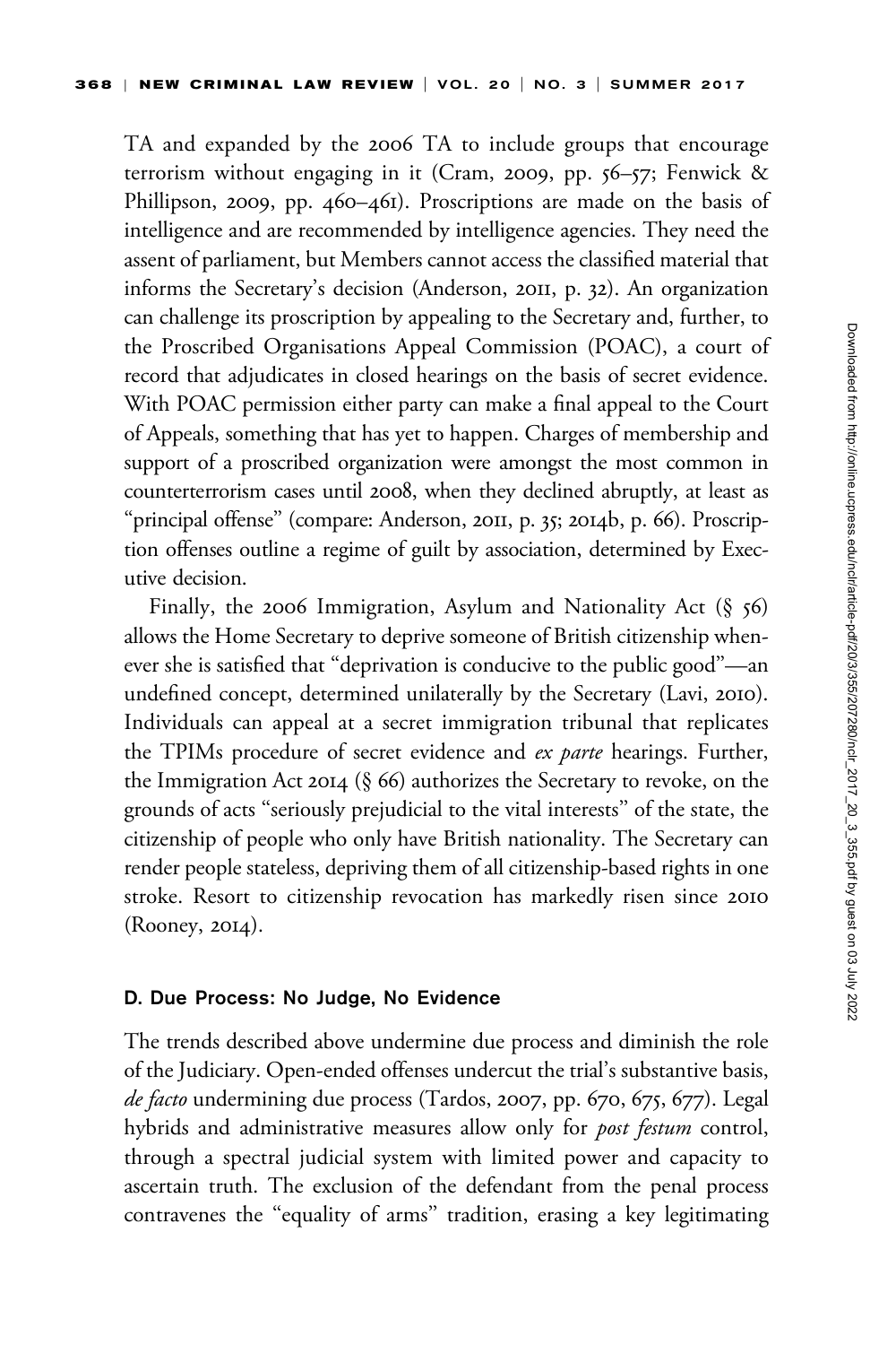TA and expanded by the 2006 TA to include groups that encourage terrorism without engaging in it (Cram, 2009, pp. 56–57; Fenwick & Phillipson, 2009, pp. 460–461). Proscriptions are made on the basis of intelligence and are recommended by intelligence agencies. They need the assent of parliament, but Members cannot access the classified material that informs the Secretary's decision (Anderson, 2011, p. 32). An organization can challenge its proscription by appealing to the Secretary and, further, to the Proscribed Organisations Appeal Commission (POAC), a court of record that adjudicates in closed hearings on the basis of secret evidence. With POAC permission either party can make a final appeal to the Court of Appeals, something that has yet to happen. Charges of membership and support of a proscribed organization were amongst the most common in counterterrorism cases until 2008, when they declined abruptly, at least as "principal offense" (compare: Anderson, 2011, p. 35; 2014b, p. 66). Proscription offenses outline a regime of guilt by association, determined by Executive decision.

Finally, the 2006 Immigration, Asylum and Nationality Act (§ 56) allows the Home Secretary to deprive someone of British citizenship whenever she is satisfied that "deprivation is conducive to the public good"—an undefined concept, determined unilaterally by the Secretary (Lavi, 2010). Individuals can appeal at a secret immigration tribunal that replicates the TPIMs procedure of secret evidence and *ex parte* hearings. Further, the Immigration Act 2014 (§ 66) authorizes the Secretary to revoke, on the grounds of acts "seriously prejudicial to the vital interests" of the state, the citizenship of people who only have British nationality. The Secretary can render people stateless, depriving them of all citizenship-based rights in one stroke. Resort to citizenship revocation has markedly risen since 2010 (Rooney, 2014).

### D. Due Process: No Judge, No Evidence

The trends described above undermine due process and diminish the role of the Judiciary. Open-ended offenses undercut the trial's substantive basis, *de facto* undermining due process (Tardos, 2007, pp. 670, 675, 677). Legal hybrids and administrative measures allow only for *post festum* control, through a spectral judicial system with limited power and capacity to ascertain truth. The exclusion of the defendant from the penal process contravenes the "equality of arms" tradition, erasing a key legitimating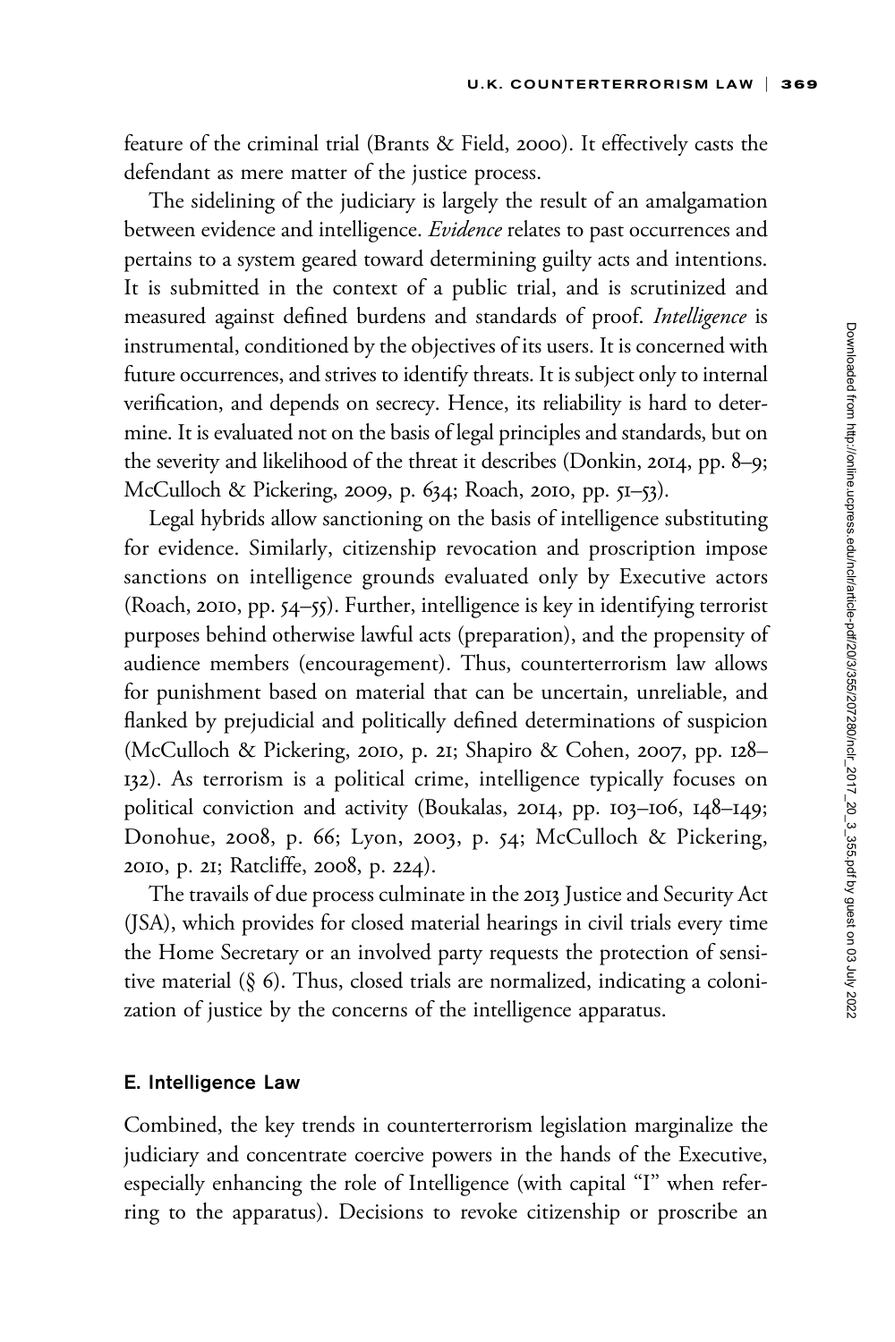feature of the criminal trial (Brants & Field, 2000). It effectively casts the defendant as mere matter of the justice process.

The sidelining of the judiciary is largely the result of an amalgamation between evidence and intelligence. *Evidence* relates to past occurrences and pertains to a system geared toward determining guilty acts and intentions. It is submitted in the context of a public trial, and is scrutinized and measured against defined burdens and standards of proof. *Intelligence* is instrumental, conditioned by the objectives of its users. It is concerned with future occurrences, and strives to identify threats. It is subject only to internal verification, and depends on secrecy. Hence, its reliability is hard to determine. It is evaluated not on the basis of legal principles and standards, but on the severity and likelihood of the threat it describes (Donkin, 2014, pp. 8–9; McCulloch & Pickering, 2009, p. 634; Roach, 2010, pp. 51–53).

Legal hybrids allow sanctioning on the basis of intelligence substituting for evidence. Similarly, citizenship revocation and proscription impose sanctions on intelligence grounds evaluated only by Executive actors (Roach, 2010, pp. 54–55). Further, intelligence is key in identifying terrorist purposes behind otherwise lawful acts (preparation), and the propensity of audience members (encouragement). Thus, counterterrorism law allows for punishment based on material that can be uncertain, unreliable, and flanked by prejudicial and politically defined determinations of suspicion (McCulloch & Pickering, 2010, p. 21; Shapiro & Cohen, 2007, pp. 128–132). As terrorism is a political crime, intelligence typically focuses on political conviction and activity (Boukalas, 2014, pp. 103–106, 148–149; Donohue, 2008, p. 66; Lyon, 2003, p. 54; McCulloch & Pickering, 2010, p. 21; Ratcliffe, 2008, p. 224).

The travails of due process culminate in the 2013 Justice and Security Act (JSA), which provides for closed material hearings in civil trials every time the Home Secretary or an involved party requests the protection of sensitive material (§ 6). Thus, closed trials are normalized, indicating a colonization of justice by the concerns of the intelligence apparatus.

### E. Intelligence Law

Combined, the key trends in counterterrorism legislation marginalize the judiciary and concentrate coercive powers in the hands of the Executive, especially enhancing the role of Intelligence (with capital "I" when referring to the apparatus). Decisions to revoke citizenship or proscribe an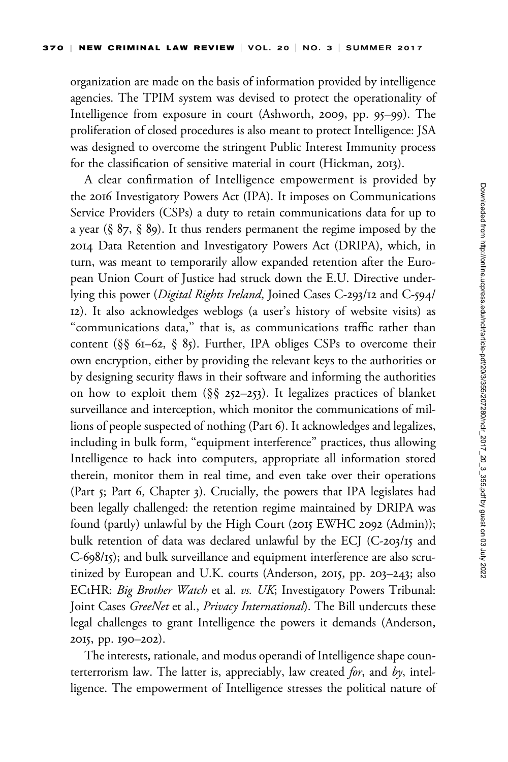organization are made on the basis of information provided by intelligence agencies. The TPIM system was devised to protect the operationality of Intelligence from exposure in court (Ashworth, 2009, pp. 95–99). The proliferation of closed procedures is also meant to protect Intelligence: JSA was designed to overcome the stringent Public Interest Immunity process for the classification of sensitive material in court (Hickman, 2013).

A clear confirmation of Intelligence empowerment is provided by the 2016 Investigatory Powers Act (IPA). It imposes on Communications Service Providers (CSPs) a duty to retain communications data for up to a year (§ 87, § 89). It thus renders permanent the regime imposed by the 2014 Data Retention and Investigatory Powers Act (DRIPA), which, in turn, was meant to temporarily allow expanded retention after the European Union Court of Justice had struck down the E.U. Directive underlying this power (*Digital Rights Ireland*, Joined Cases C-293/12 and C-594/12). It also acknowledges weblogs (a user's history of website visits) as "communications data," that is, as communications traffic rather than content (§§ 61–62, § 85). Further, IPA obliges CSPs to overcome their own encryption, either by providing the relevant keys to the authorities or by designing security flaws in their software and informing the authorities on how to exploit them (§§ 252–253). It legalizes practices of blanket surveillance and interception, which monitor the communications of millions of people suspected of nothing (Part 6). It acknowledges and legalizes, including in bulk form, "equipment interference" practices, thus allowing Intelligence to hack into computers, appropriate all information stored therein, monitor them in real time, and even take over their operations (Part 5; Part 6, Chapter 3). Crucially, the powers that IPA legislates had been legally challenged: the retention regime maintained by DRIPA was found (partly) unlawful by the High Court (2015 EWHC 2092 (Admin)); bulk retention of data was declared unlawful by the ECJ (C-203/15 and C-698/15); and bulk surveillance and equipment interference are also scrutinized by European and U.K. courts (Anderson, 2015, pp. 203–243; also ECtHR: *Big Brother Watch* et al. *vs. UK*; Investigatory Powers Tribunal: Joint Cases *GreeNet* et al., *Privacy International*). The Bill undercuts these legal challenges to grant Intelligence the powers it demands (Anderson, 2015, pp. 190–202).

The interests, rationale, and modus operandi of Intelligence shape counterterrorism law. The latter is, appreciably, law created *for*, and *by*, intelligence. The empowerment of Intelligence stresses the political nature of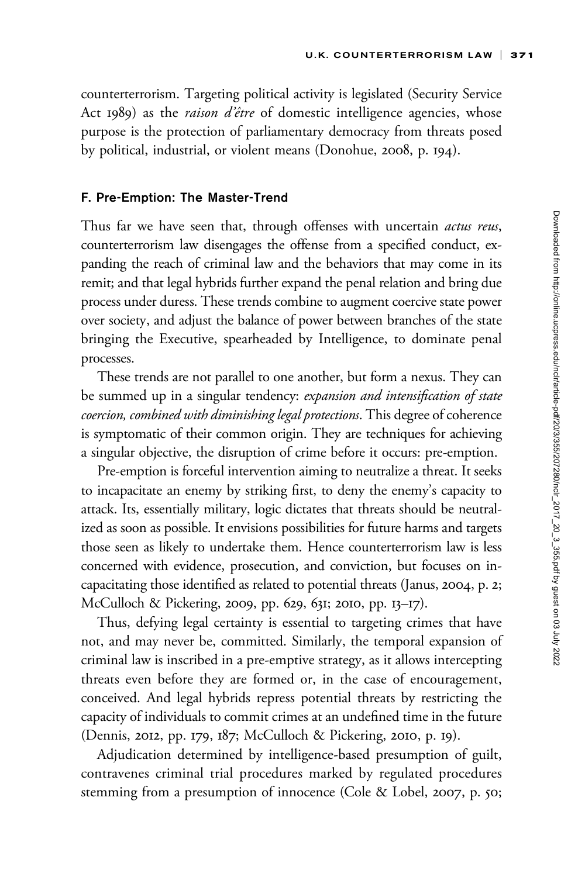counterterrorism. Targeting political activity is legislated (Security Service Act 1989) as the *raison d'être* of domestic intelligence agencies, whose purpose is the protection of parliamentary democracy from threats posed by political, industrial, or violent means (Donohue, 2008, p. 194).

### F. Pre-Emption: The Master-Trend

Thus far we have seen that, through offenses with uncertain *actus reus*, counterterrorism law disengages the offense from a specified conduct, expanding the reach of criminal law and the behaviors that may come in its remit; and that legal hybrids further expand the penal relation and bring due process under duress. These trends combine to augment coercive state power over society, and adjust the balance of power between branches of the state bringing the Executive, spearheaded by Intelligence, to dominate penal processes.

These trends are not parallel to one another, but form a nexus. They can be summed up in a singular tendency: *expansion and intensification of state coercion, combined with diminishing legal protections*. This degree of coherence is symptomatic of their common origin. They are techniques for achieving a singular objective, the disruption of crime before it occurs: pre-emption.

Pre-emption is forceful intervention aiming to neutralize a threat. It seeks to incapacitate an enemy by striking first, to deny the enemy's capacity to attack. Its, essentially military, logic dictates that threats should be neutralized as soon as possible. It envisions possibilities for future harms and targets those seen as likely to undertake them. Hence counterterrorism law is less concerned with evidence, prosecution, and conviction, but focuses on incapacitating those identified as related to potential threats (Janus, 2004, p. 2; McCulloch & Pickering, 2009, pp. 629, 631; 2010, pp. 13–17).

Thus, defying legal certainty is essential to targeting crimes that have not, and may never be, committed. Similarly, the temporal expansion of criminal law is inscribed in a pre-emptive strategy, as it allows intercepting threats even before they are formed or, in the case of encouragement, conceived. And legal hybrids repress potential threats by restricting the capacity of individuals to commit crimes at an undefined time in the future (Dennis, 2012, pp. 179, 187; McCulloch & Pickering, 2010, p. 19).

Adjudication determined by intelligence-based presumption of guilt, contravenes criminal trial procedures marked by regulated procedures stemming from a presumption of innocence (Cole & Lobel, 2007, p. 50;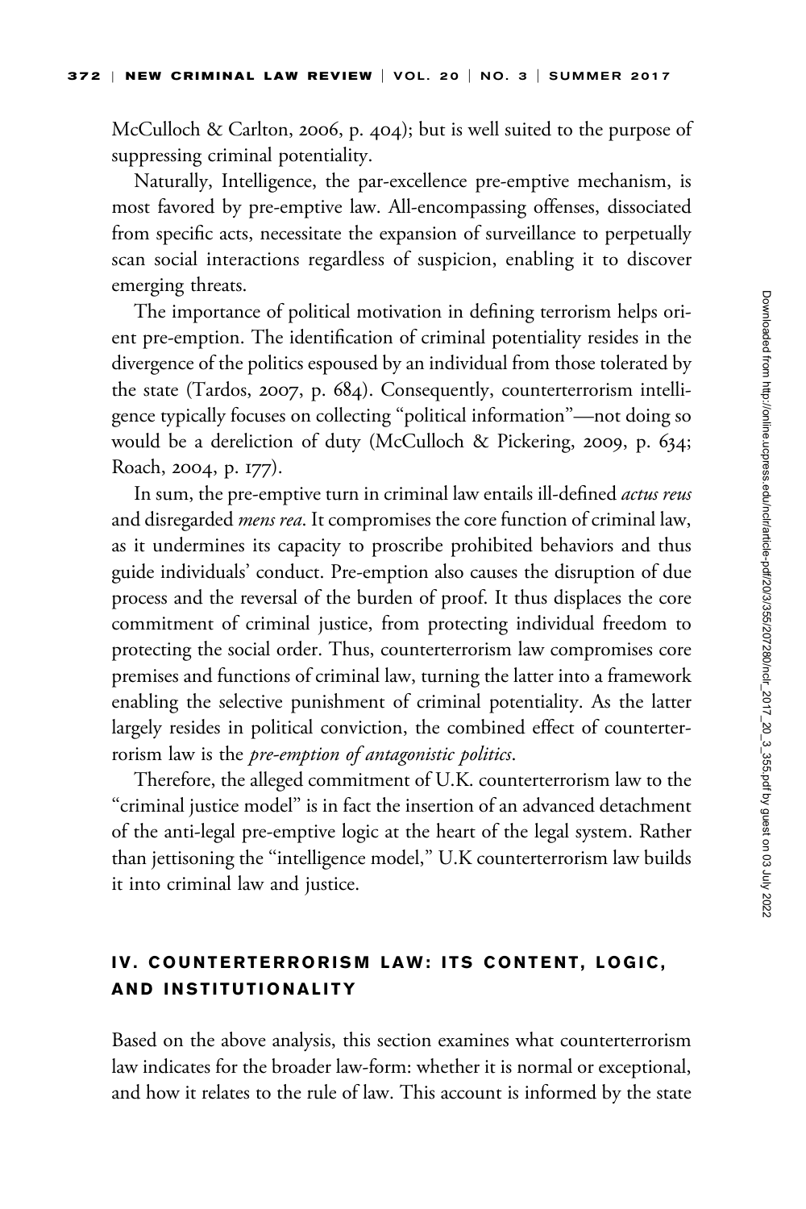McCulloch & Carlton, 2006, p. 404); but is well suited to the purpose of suppressing criminal potentiality.

Naturally, Intelligence, the par-excellence pre-emptive mechanism, is most favored by pre-emptive law. All-encompassing offenses, dissociated from specific acts, necessitate the expansion of surveillance to perpetually scan social interactions regardless of suspicion, enabling it to discover emerging threats.

The importance of political motivation in defining terrorism helps orient pre-emption. The identification of criminal potentiality resides in the divergence of the politics espoused by an individual from those tolerated by the state (Tardos, 2007, p. 684). Consequently, counterterrorism intelligence typically focuses on collecting "political information"—not doing so would be a dereliction of duty (McCulloch & Pickering, 2009, p. 634; Roach, 2004, p. 177).

In sum, the pre-emptive turn in criminal law entails ill-defined *actus reus* and disregarded *mens rea*. It compromises the core function of criminal law, as it undermines its capacity to proscribe prohibited behaviors and thus guide individuals' conduct. Pre-emption also causes the disruption of due process and the reversal of the burden of proof. It thus displaces the core commitment of criminal justice, from protecting individual freedom to protecting the social order. Thus, counterterrorism law compromises core premises and functions of criminal law, turning the latter into a framework enabling the selective punishment of criminal potentiality. As the latter largely resides in political conviction, the combined effect of counterterrorism law is the *pre-emption of antagonistic politics*.

Therefore, the alleged commitment of U.K. counterterrorism law to the "criminal justice model" is in fact the insertion of an advanced detachment of the anti-legal pre-emptive logic at the heart of the legal system. Rather than jettisoning the "intelligence model," U.K counterterrorism law builds it into criminal law and justice.

## IV. COUNTERTERRORISM LAW: ITS CONTENT, LOGIC, AND INSTITUTIONALITY

Based on the above analysis, this section examines what counterterrorism law indicates for the broader law-form: whether it is normal or exceptional, and how it relates to the rule of law. This account is informed by the state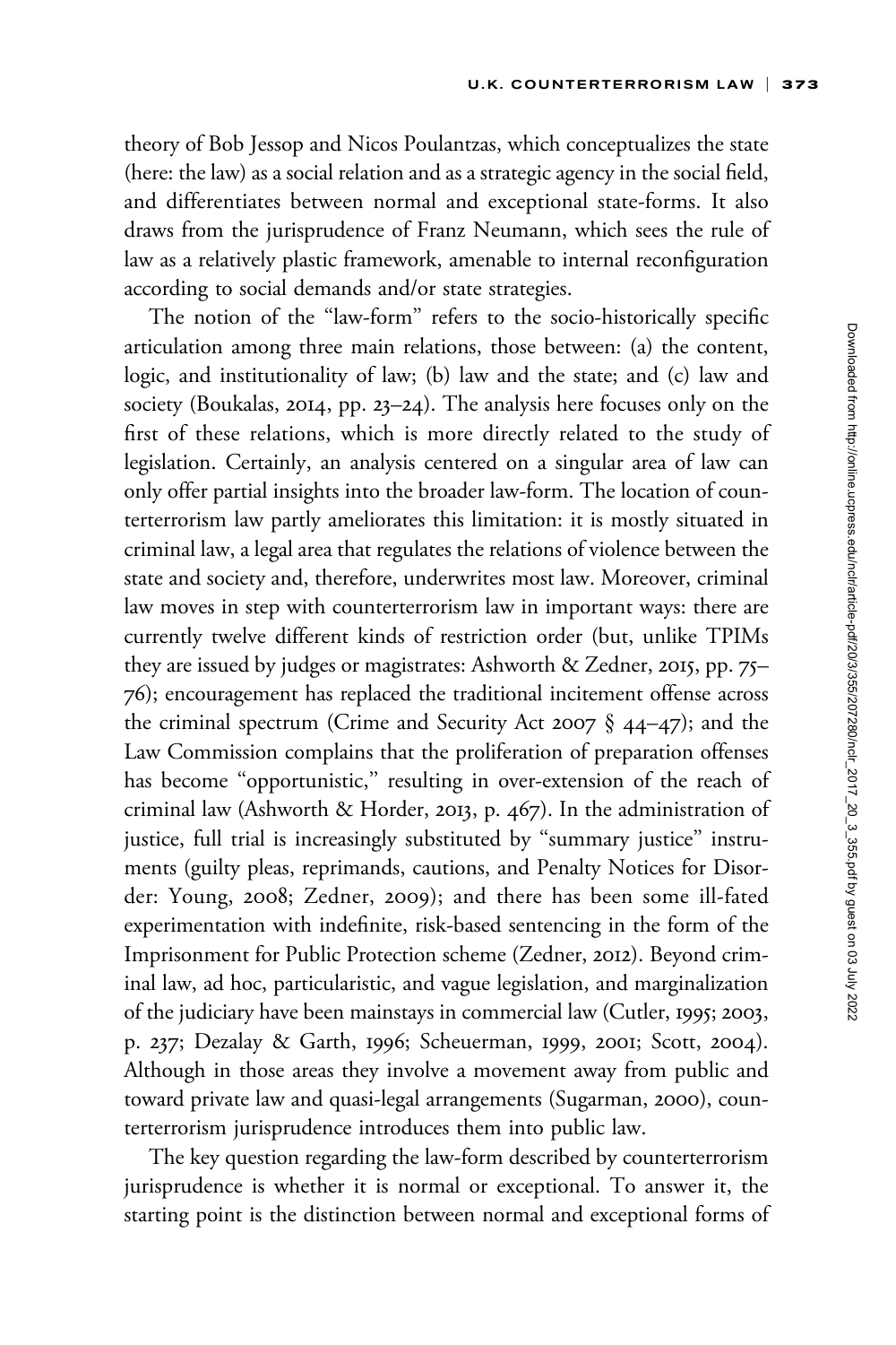theory of Bob Jessop and Nicos Poulantzas, which conceptualizes the state (here: the law) as a social relation and as a strategic agency in the social field, and differentiates between normal and exceptional state-forms. It also draws from the jurisprudence of Franz Neumann, which sees the rule of law as a relatively plastic framework, amenable to internal reconfiguration according to social demands and/or state strategies.

The notion of the "law-form" refers to the socio-historically specific articulation among three main relations, those between: (a) the content, logic, and institutionality of law; (b) law and the state; and (c) law and society (Boukalas, 2014, pp. 23–24). The analysis here focuses only on the first of these relations, which is more directly related to the study of legislation. Certainly, an analysis centered on a singular area of law can only offer partial insights into the broader law-form. The location of counterterrorism law partly ameliorates this limitation: it is mostly situated in criminal law, a legal area that regulates the relations of violence between the state and society and, therefore, underwrites most law. Moreover, criminal law moves in step with counterterrorism law in important ways: there are currently twelve different kinds of restriction order (but, unlike TPIMs they are issued by judges or magistrates: Ashworth & Zedner, 2015, pp. 75–76); encouragement has replaced the traditional incitement offense across the criminal spectrum (Crime and Security Act 2007 § 44–47); and the Law Commission complains that the proliferation of preparation offenses has become "opportunistic," resulting in over-extension of the reach of criminal law (Ashworth & Horder, 2013, p. 467). In the administration of justice, full trial is increasingly substituted by "summary justice" instruments (guilty pleas, reprimands, cautions, and Penalty Notices for Disorder: Young, 2008; Zedner, 2009); and there has been some ill-fated experimentation with indefinite, risk-based sentencing in the form of the Imprisonment for Public Protection scheme (Zedner, 2012). Beyond criminal law, ad hoc, particularistic, and vague legislation, and marginalization of the judiciary have been mainstays in commercial law (Cutler, 1995; 2003, p. 237; Dezalay & Garth, 1996; Scheuerman, 1999, 2001; Scott, 2004). Although in those areas they involve a movement away from public and toward private law and quasi-legal arrangements (Sugarman, 2000), counterterrorism jurisprudence introduces them into public law.

The key question regarding the law-form described by counterterrorism jurisprudence is whether it is normal or exceptional. To answer it, the starting point is the distinction between normal and exceptional forms of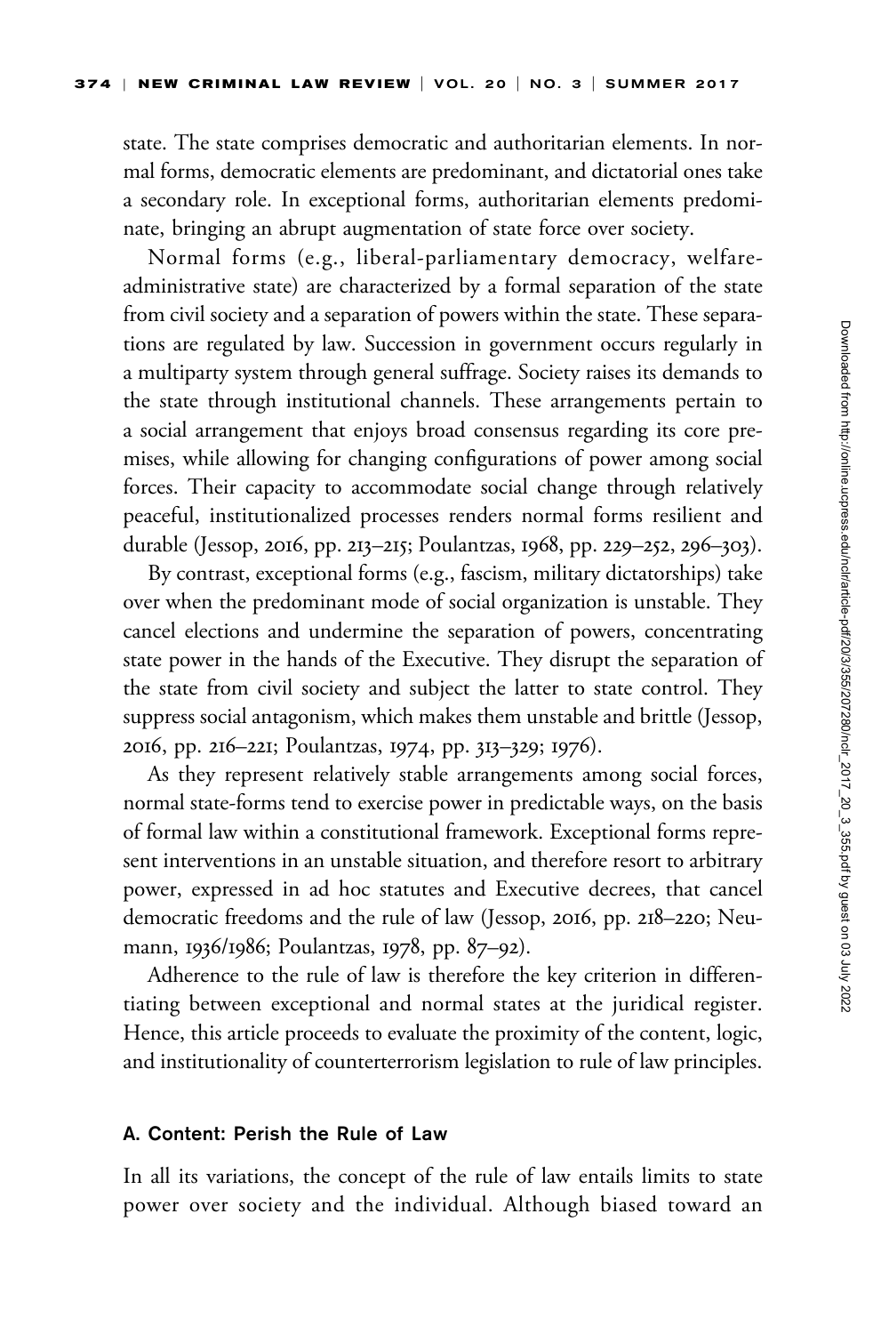state. The state comprises democratic and authoritarian elements. In normal forms, democratic elements are predominant, and dictatorial ones take a secondary role. In exceptional forms, authoritarian elements predominate, bringing an abrupt augmentation of state force over society.

Normal forms (e.g., liberal-parliamentary democracy, welfare-administrative state) are characterized by a formal separation of the state from civil society and a separation of powers within the state. These separations are regulated by law. Succession in government occurs regularly in a multiparty system through general suffrage. Society raises its demands to the state through institutional channels. These arrangements pertain to a social arrangement that enjoys broad consensus regarding its core premises, while allowing for changing configurations of power among social forces. Their capacity to accommodate social change through relatively peaceful, institutionalized processes renders normal forms resilient and durable (Jessop, 2016, pp. 213–215; Poulantzas, 1968, pp. 229–252, 296–303).

By contrast, exceptional forms (e.g., fascism, military dictatorships) take over when the predominant mode of social organization is unstable. They cancel elections and undermine the separation of powers, concentrating state power in the hands of the Executive. They disrupt the separation of the state from civil society and subject the latter to state control. They suppress social antagonism, which makes them unstable and brittle (Jessop, 2016, pp. 216–221; Poulantzas, 1974, pp. 313–329; 1976).

As they represent relatively stable arrangements among social forces, normal state-forms tend to exercise power in predictable ways, on the basis of formal law within a constitutional framework. Exceptional forms represent interventions in an unstable situation, and therefore resort to arbitrary power, expressed in ad hoc statutes and Executive decrees, that cancel democratic freedoms and the rule of law (Jessop, 2016, pp. 218–220; Neumann, 1936/1986; Poulantzas, 1978, pp. 87–92).

Adherence to the rule of law is therefore the key criterion in differentiating between exceptional and normal states at the juridical register. Hence, this article proceeds to evaluate the proximity of the content, logic, and institutionality of counterterrorism legislation to rule of law principles.

### A. Content: Perish the Rule of Law

In all its variations, the concept of the rule of law entails limits to state power over society and the individual. Although biased toward an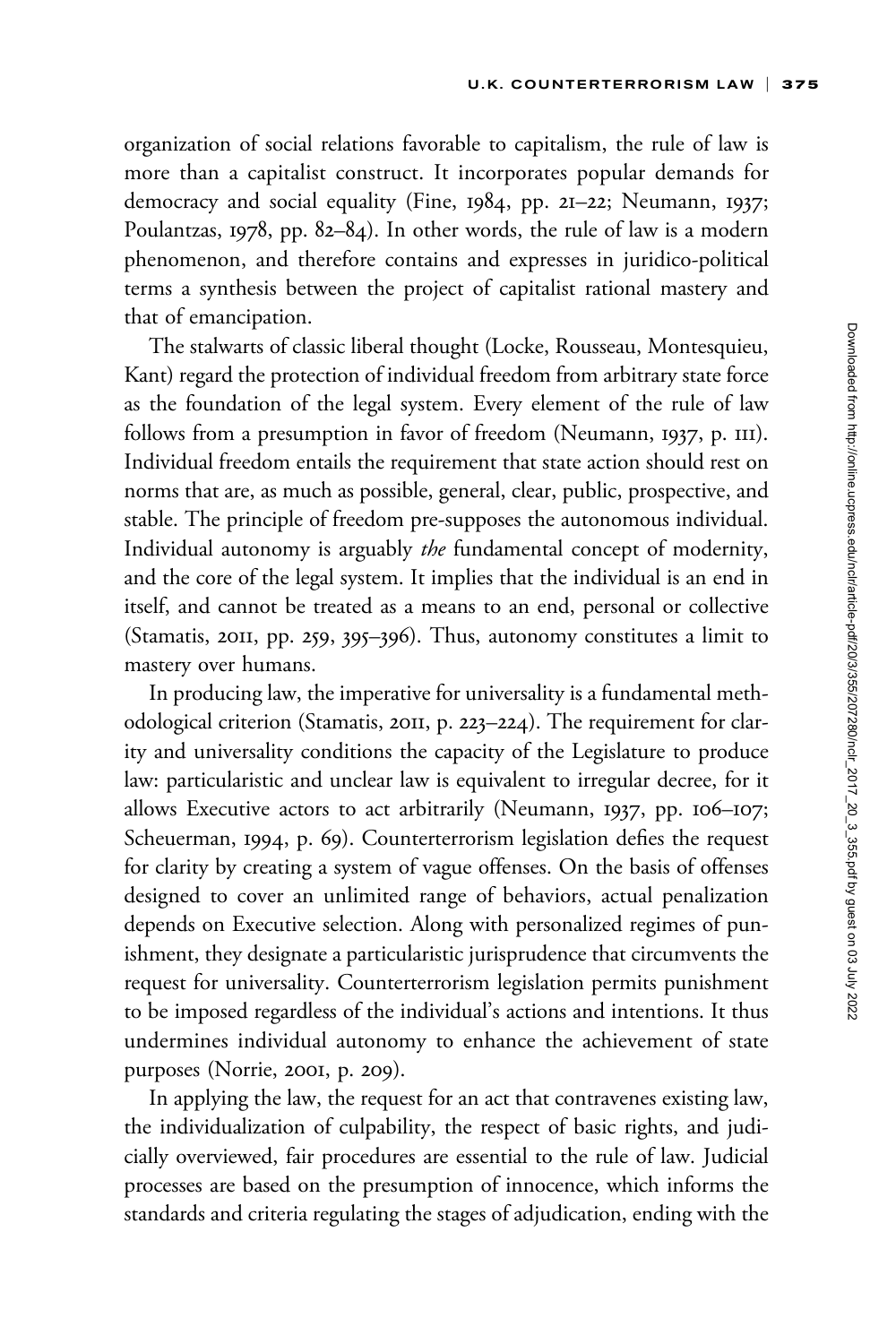organization of social relations favorable to capitalism, the rule of law is more than a capitalist construct. It incorporates popular demands for democracy and social equality (Fine, 1984, pp. 21–22; Neumann, 1937; Poulantzas, 1978, pp. 82–84). In other words, the rule of law is a modern phenomenon, and therefore contains and expresses in juridico-political terms a synthesis between the project of capitalist rational mastery and that of emancipation.

The stalwarts of classic liberal thought (Locke, Rousseau, Montesquieu, Kant) regard the protection of individual freedom from arbitrary state force as the foundation of the legal system. Every element of the rule of law follows from a presumption in favor of freedom (Neumann, 1937, p. 111). Individual freedom entails the requirement that state action should rest on norms that are, as much as possible, general, clear, public, prospective, and stable. The principle of freedom pre-supposes the autonomous individual. Individual autonomy is arguably *the* fundamental concept of modernity, and the core of the legal system. It implies that the individual is an end in itself, and cannot be treated as a means to an end, personal or collective (Stamatis, 2011, pp. 259, 395–396). Thus, autonomy constitutes a limit to mastery over humans.

In producing law, the imperative for universality is a fundamental methodological criterion (Stamatis, 2011, p. 223–224). The requirement for clarity and universality conditions the capacity of the Legislature to produce law: particularistic and unclear law is equivalent to irregular decree, for it allows Executive actors to act arbitrarily (Neumann, 1937, pp. 106–107; Scheuerman, 1994, p. 69). Counterterrorism legislation defies the request for clarity by creating a system of vague offenses. On the basis of offenses designed to cover an unlimited range of behaviors, actual penalization depends on Executive selection. Along with personalized regimes of punishment, they designate a particularistic jurisprudence that circumvents the request for universality. Counterterrorism legislation permits punishment to be imposed regardless of the individual's actions and intentions. It thus undermines individual autonomy to enhance the achievement of state purposes (Norrie, 2001, p. 209).

In applying the law, the request for an act that contravenes existing law, the individualization of culpability, the respect of basic rights, and judicially overviewed, fair procedures are essential to the rule of law. Judicial processes are based on the presumption of innocence, which informs the standards and criteria regulating the stages of adjudication, ending with the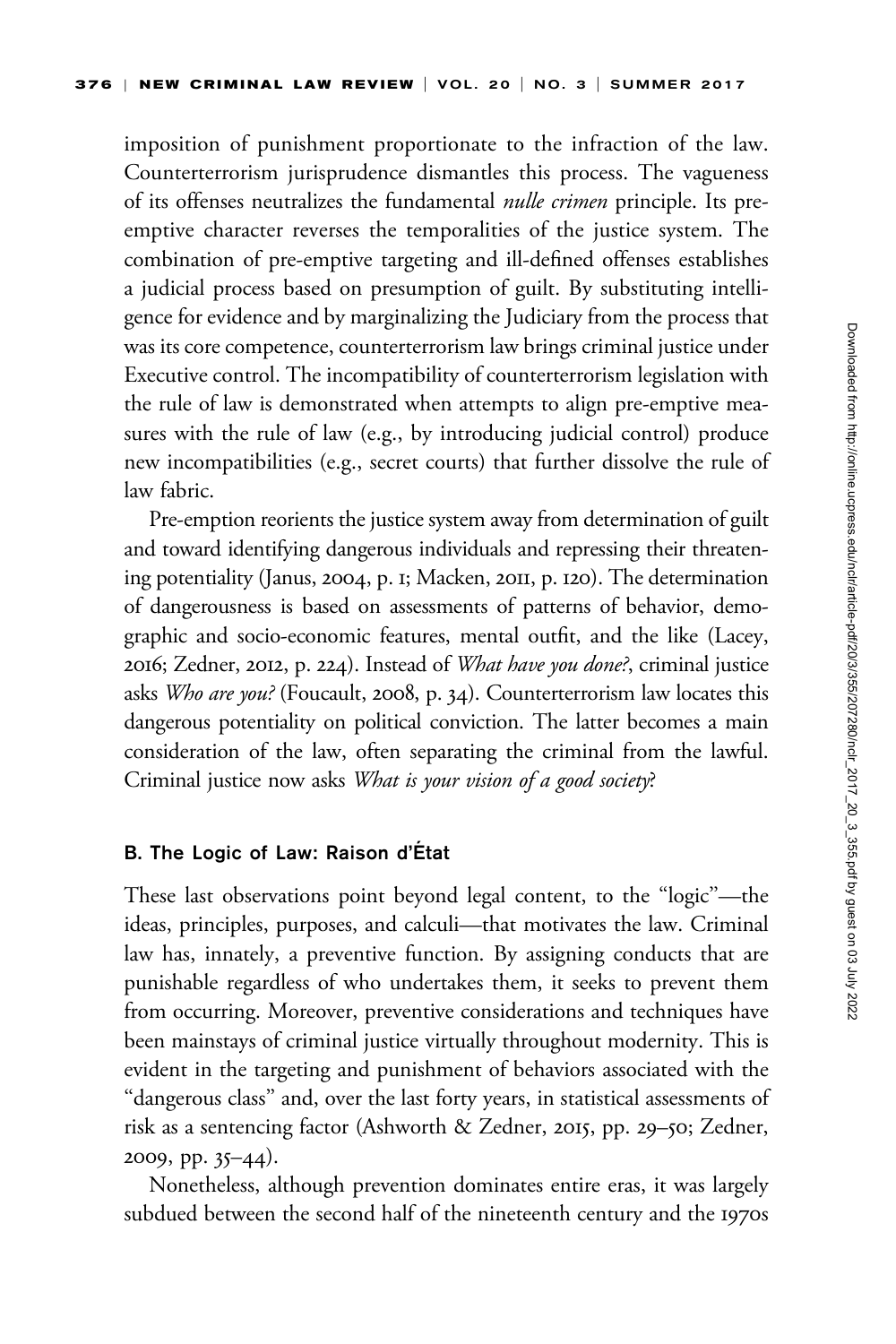imposition of punishment proportionate to the infraction of the law. Counterterrorism jurisprudence dismantles this process. The vagueness of its offenses neutralizes the fundamental *nulle crimen* principle. Its pre-emptive character reverses the temporalities of the justice system. The combination of pre-emptive targeting and ill-defined offenses establishes a judicial process based on presumption of guilt. By substituting intelligence for evidence and by marginalizing the Judiciary from the process that was its core competence, counterterrorism law brings criminal justice under Executive control. The incompatibility of counterterrorism legislation with the rule of law is demonstrated when attempts to align pre-emptive measures with the rule of law (e.g., by introducing judicial control) produce new incompatibilities (e.g., secret courts) that further dissolve the rule of law fabric.

Pre-emption reorients the justice system away from determination of guilt and toward identifying dangerous individuals and repressing their threatening potentiality (Janus, 2004, p. 1; Macken, 2011, p. 120). The determination of dangerousness is based on assessments of patterns of behavior, demographic and socio-economic features, mental outfit, and the like (Lacey, 2016; Zedner, 2012, p. 224). Instead of *What have you done?*, criminal justice asks *Who are you?* (Foucault, 2008, p. 34). Counterterrorism law locates this dangerous potentiality on political conviction. The latter becomes a main consideration of the law, often separating the criminal from the lawful. Criminal justice now asks *What is your vision of a good society?*

### B. The Logic of Law: Raison d'État

These last observations point beyond legal content, to the "logic"—the ideas, principles, purposes, and calculi—that motivates the law. Criminal law has, innately, a preventive function. By assigning conducts that are punishable regardless of who undertakes them, it seeks to prevent them from occurring. Moreover, preventive considerations and techniques have been mainstays of criminal justice virtually throughout modernity. This is evident in the targeting and punishment of behaviors associated with the "dangerous class" and, over the last forty years, in statistical assessments of risk as a sentencing factor (Ashworth & Zedner, 2015, pp. 29–50; Zedner, 2009, pp. 35–44).

Nonetheless, although prevention dominates entire eras, it was largely subdued between the second half of the nineteenth century and the 1970s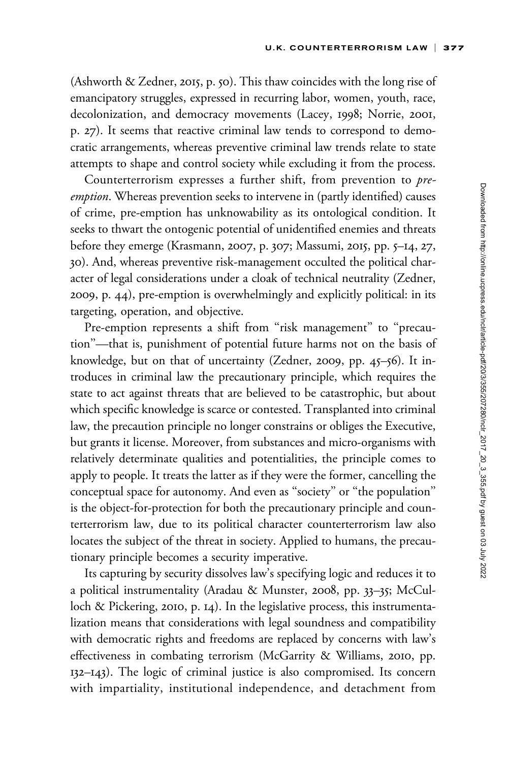(Ashworth & Zedner, 2015, p. 50). This thaw coincides with the long rise of emancipatory struggles, expressed in recurring labor, women, youth, race, decolonization, and democracy movements (Lacey, 1998; Norrie, 2001, p. 27). It seems that reactive criminal law tends to correspond to democratic arrangements, whereas preventive criminal law trends relate to state attempts to shape and control society while excluding it from the process.

Counterterrorism expresses a further shift, from prevention to *pre-emption*. Whereas prevention seeks to intervene in (partly identified) causes of crime, pre-emption has unknowability as its ontological condition. It seeks to thwart the ontogenic potential of unidentified enemies and threats before they emerge (Krasmann, 2007, p. 307; Massumi, 2015, pp. 5–14, 27, 30). And, whereas preventive risk-management occulted the political character of legal considerations under a cloak of technical neutrality (Zedner, 2009, p. 44), pre-emption is overwhelmingly and explicitly political: in its targeting, operation, and objective.

Pre-emption represents a shift from "risk management" to "precaution"—that is, punishment of potential future harms not on the basis of knowledge, but on that of uncertainty (Zedner, 2009, pp. 45–56). It introduces in criminal law the precautionary principle, which requires the state to act against threats that are believed to be catastrophic, but about which specific knowledge is scarce or contested. Transplanted into criminal law, the precaution principle no longer constrains or obliges the Executive, but grants it license. Moreover, from substances and micro-organisms with relatively determinate qualities and potentialities, the principle comes to apply to people. It treats the latter as if they were the former, cancelling the conceptual space for autonomy. And even as "society" or "the population" is the object-for-protection for both the precautionary principle and counterterrorism law, due to its political character counterterrorism law also locates the subject of the threat in society. Applied to humans, the precautionary principle becomes a security imperative.

Its capturing by security dissolves law's specifying logic and reduces it to a political instrumentality (Aradau & Munster, 2008, pp. 33–35; McCulloch & Pickering, 2010, p. 14). In the legislative process, this instrumentalization means that considerations with legal soundness and compatibility with democratic rights and freedoms are replaced by concerns with law's effectiveness in combating terrorism (McGarrity & Williams, 2010, pp. 132–143). The logic of criminal justice is also compromised. Its concern with impartiality, institutional independence, and detachment from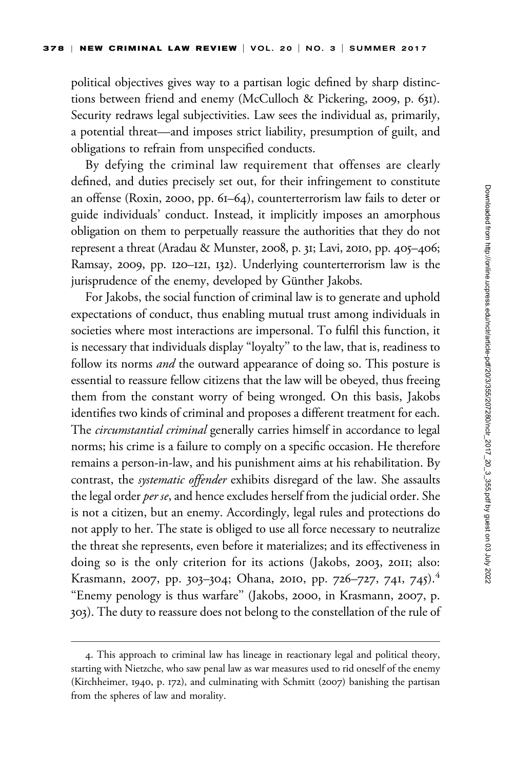political objectives gives way to a partisan logic defined by sharp distinctions between friend and enemy (McCulloch & Pickering, 2009, p. 631). Security redraws legal subjectivities. Law sees the individual as, primarily, a potential threat—and imposes strict liability, presumption of guilt, and obligations to refrain from unspecified conducts.

By defying the criminal law requirement that offenses are clearly defined, and duties precisely set out, for their infringement to constitute an offense (Roxin, 2000, pp. 61–64), counterterrorism law fails to deter or guide individuals' conduct. Instead, it implicitly imposes an amorphous obligation on them to perpetually reassure the authorities that they do not represent a threat (Aradau & Munster, 2008, p. 31; Lavi, 2010, pp. 405–406; Ramsay, 2009, pp. 120–121, 132). Underlying counterterrorism law is the jurisprudence of the enemy, developed by Günther Jakobs.

For Jakobs, the social function of criminal law is to generate and uphold expectations of conduct, thus enabling mutual trust among individuals in societies where most interactions are impersonal. To fulfil this function, it is necessary that individuals display "loyalty" to the law, that is, readiness to follow its norms *and* the outward appearance of doing so. This posture is essential to reassure fellow citizens that the law will be obeyed, thus freeing them from the constant worry of being wronged. On this basis, Jakobs identifies two kinds of criminal and proposes a different treatment for each. The *circumstantial criminal* generally carries himself in accordance to legal norms; his crime is a failure to comply on a specific occasion. He therefore remains a person-in-law, and his punishment aims at his rehabilitation. By contrast, the *systematic offender* exhibits disregard of the law. She assaults the legal order *per se*, and hence excludes herself from the judicial order. She is not a citizen, but an enemy. Accordingly, legal rules and protections do not apply to her. The state is obliged to use all force necessary to neutralize the threat she represents, even before it materializes; and its effectiveness in doing so is the only criterion for its actions (Jakobs, 2003, 2011; also: Krasmann, 2007, pp. 303–304; Ohana, 2010, pp. 726–727, 741, 745).[4] "Enemy penology is thus warfare" (Jakobs, 2000, in Krasmann, 2007, p. 303). The duty to reassure does not belong to the constellation of the rule of

4. This approach to criminal law has lineage in reactionary legal and political theory, starting with Nietzche, who saw penal law as war measures used to rid oneself of the enemy (Kirchheimer, 1940, p. 172), and culminating with Schmitt (2007) banishing the partisan from the spheres of law and morality.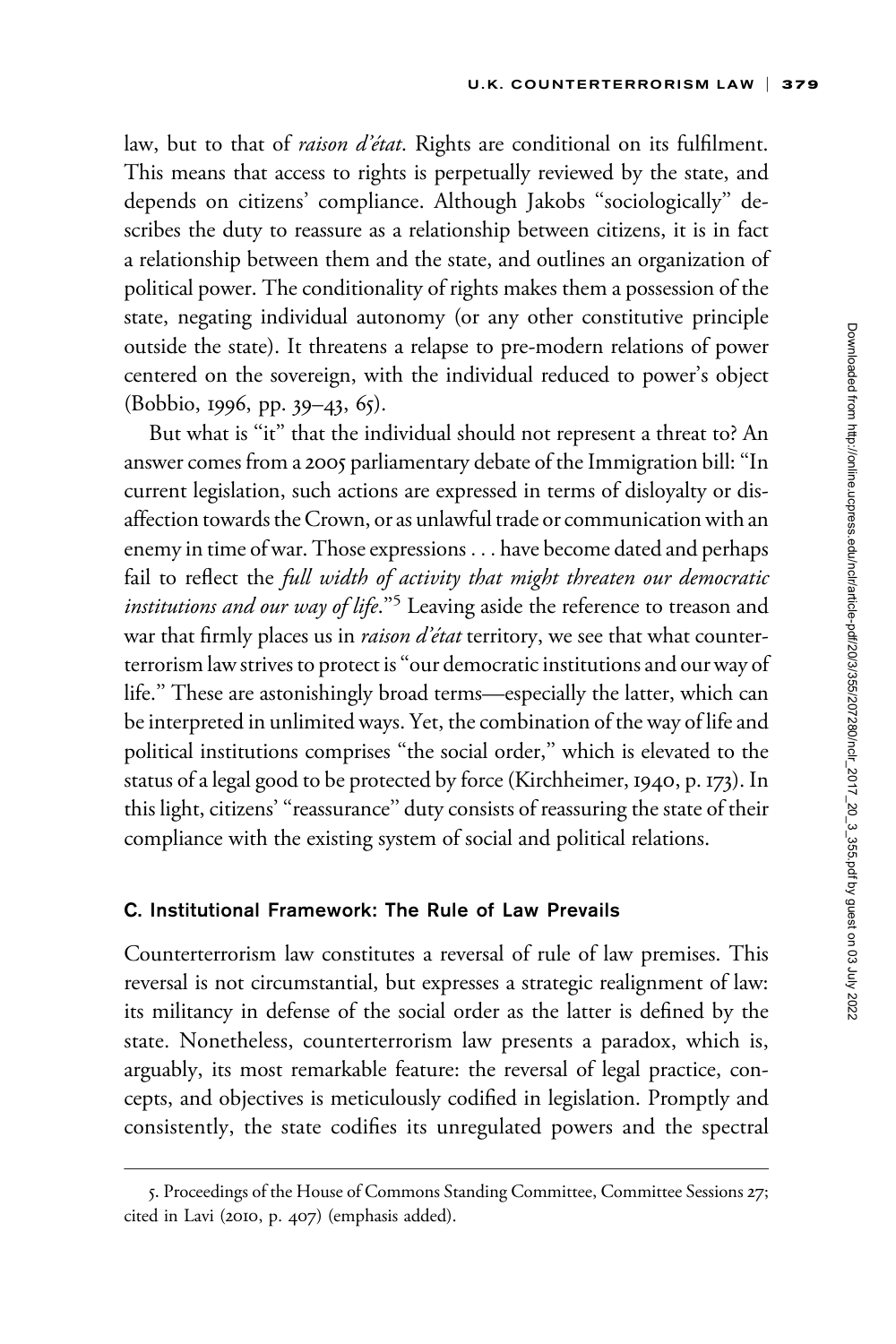law, but to that of *raison d'état*. Rights are conditional on its fulfilment. This means that access to rights is perpetually reviewed by the state, and depends on citizens' compliance. Although Jakobs "sociologically" describes the duty to reassure as a relationship between citizens, it is in fact a relationship between them and the state, and outlines an organization of political power. The conditionality of rights makes them a possession of the state, negating individual autonomy (or any other constitutive principle outside the state). It threatens a relapse to pre-modern relations of power centered on the sovereign, with the individual reduced to power's object (Bobbio, 1996, pp. 39–43, 65).

But what is "it" that the individual should not represent a threat to? An answer comes from a 2005 parliamentary debate of the Immigration bill: "In current legislation, such actions are expressed in terms of disloyalty or disaffection towards the Crown, or as unlawful trade or communication with an enemy in time of war. Those expressions . . . have become dated and perhaps fail to reflect the *full width of activity that might threaten our democratic institutions and our way of life*."[5] Leaving aside the reference to treason and war that firmly places us in *raison d'état* territory, we see that what counterterrorism law strives to protect is "our democratic institutions and our way of life." These are astonishingly broad terms—especially the latter, which can be interpreted in unlimited ways. Yet, the combination of the way of life and political institutions comprises "the social order," which is elevated to the status of a legal good to be protected by force (Kirchheimer, 1940, p. 173). In this light, citizens' "reassurance" duty consists of reassuring the state of their compliance with the existing system of social and political relations.

### C. Institutional Framework: The Rule of Law Prevails

Counterterrorism law constitutes a reversal of rule of law premises. This reversal is not circumstantial, but expresses a strategic realignment of law: its militancy in defense of the social order as the latter is defined by the state. Nonetheless, counterterrorism law presents a paradox, which is, arguably, its most remarkable feature: the reversal of legal practice, concepts, and objectives is meticulously codified in legislation. Promptly and consistently, the state codifies its unregulated powers and the spectral

---

5. Proceedings of the House of Commons Standing Committee, Committee Sessions 27; cited in Lavi (2010, p. 407) (emphasis added).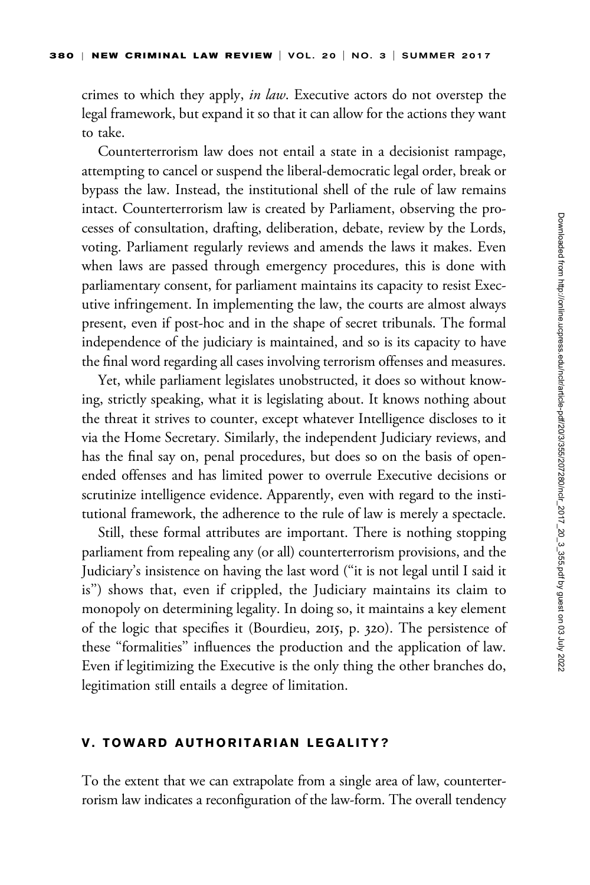crimes to which they apply, *in law*. Executive actors do not overstep the legal framework, but expand it so that it can allow for the actions they want to take.

Counterterrorism law does not entail a state in a decisionist rampage, attempting to cancel or suspend the liberal-democratic legal order, break or bypass the law. Instead, the institutional shell of the rule of law remains intact. Counterterrorism law is created by Parliament, observing the processes of consultation, drafting, deliberation, debate, review by the Lords, voting. Parliament regularly reviews and amends the laws it makes. Even when laws are passed through emergency procedures, this is done with parliamentary consent, for parliament maintains its capacity to resist Executive infringement. In implementing the law, the courts are almost always present, even if post-hoc and in the shape of secret tribunals. The formal independence of the judiciary is maintained, and so is its capacity to have the final word regarding all cases involving terrorism offenses and measures.

Yet, while parliament legislates unobstructed, it does so without knowing, strictly speaking, what it is legislating about. It knows nothing about the threat it strives to counter, except whatever Intelligence discloses to it via the Home Secretary. Similarly, the independent Judiciary reviews, and has the final say on, penal procedures, but does so on the basis of open-ended offenses and has limited power to overrule Executive decisions or scrutinize intelligence evidence. Apparently, even with regard to the institutional framework, the adherence to the rule of law is merely a spectacle.

Still, these formal attributes are important. There is nothing stopping parliament from repealing any (or all) counterterrorism provisions, and the Judiciary's insistence on having the last word ("it is not legal until I said it is") shows that, even if crippled, the Judiciary maintains its claim to monopoly on determining legality. In doing so, it maintains a key element of the logic that specifies it (Bourdieu, 2015, p. 320). The persistence of these "formalities" influences the production and the application of law. Even if legitimizing the Executive is the only thing the other branches do, legitimation still entails a degree of limitation.

## V. TOWARD AUTHORITARIAN LEGALITY?

To the extent that we can extrapolate from a single area of law, counterterrorism law indicates a reconfiguration of the law-form. The overall tendency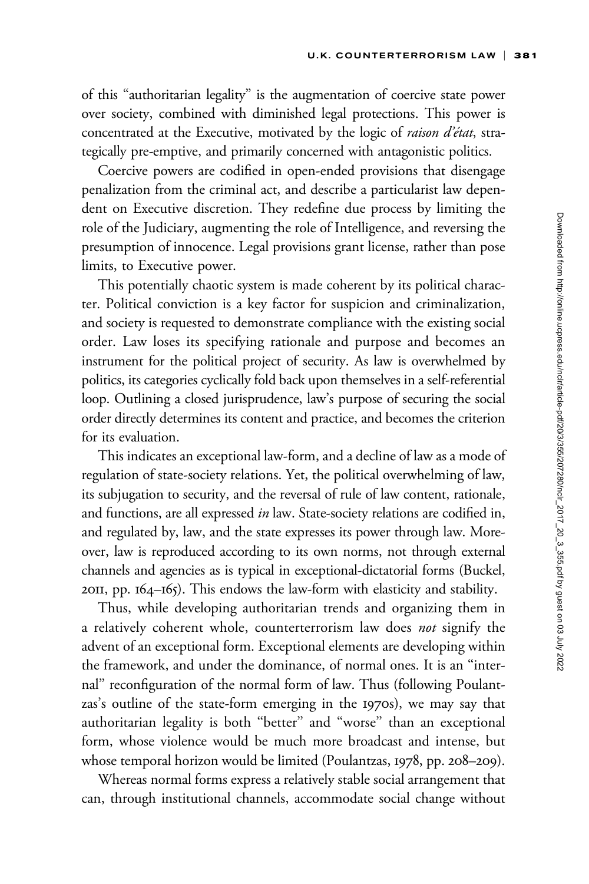of this "authoritarian legality" is the augmentation of coercive state power over society, combined with diminished legal protections. This power is concentrated at the Executive, motivated by the logic of *raison d'état*, strategically pre-emptive, and primarily concerned with antagonistic politics.

Coercive powers are codified in open-ended provisions that disengage penalization from the criminal act, and describe a particularist law dependent on Executive discretion. They redefine due process by limiting the role of the Judiciary, augmenting the role of Intelligence, and reversing the presumption of innocence. Legal provisions grant license, rather than pose limits, to Executive power.

This potentially chaotic system is made coherent by its political character. Political conviction is a key factor for suspicion and criminalization, and society is requested to demonstrate compliance with the existing social order. Law loses its specifying rationale and purpose and becomes an instrument for the political project of security. As law is overwhelmed by politics, its categories cyclically fold back upon themselves in a self-referential loop. Outlining a closed jurisprudence, law's purpose of securing the social order directly determines its content and practice, and becomes the criterion for its evaluation.

This indicates an exceptional law-form, and a decline of law as a mode of regulation of state-society relations. Yet, the political overwhelming of law, its subjugation to security, and the reversal of rule of law content, rationale, and functions, are all expressed *in* law. State-society relations are codified in, and regulated by, law, and the state expresses its power through law. Moreover, law is reproduced according to its own norms, not through external channels and agencies as is typical in exceptional-dictatorial forms (Buckel, 2011, pp. 164–165). This endows the law-form with elasticity and stability.

Thus, while developing authoritarian trends and organizing them in a relatively coherent whole, counterterrorism law does *not* signify the advent of an exceptional form. Exceptional elements are developing within the framework, and under the dominance, of normal ones. It is an "internal" reconfiguration of the normal form of law. Thus (following Poulantzas's outline of the state-form emerging in the 1970s), we may say that authoritarian legality is both "better" and "worse" than an exceptional form, whose violence would be much more broadcast and intense, but whose temporal horizon would be limited (Poulantzas, 1978, pp. 208–209).

Whereas normal forms express a relatively stable social arrangement that can, through institutional channels, accommodate social change without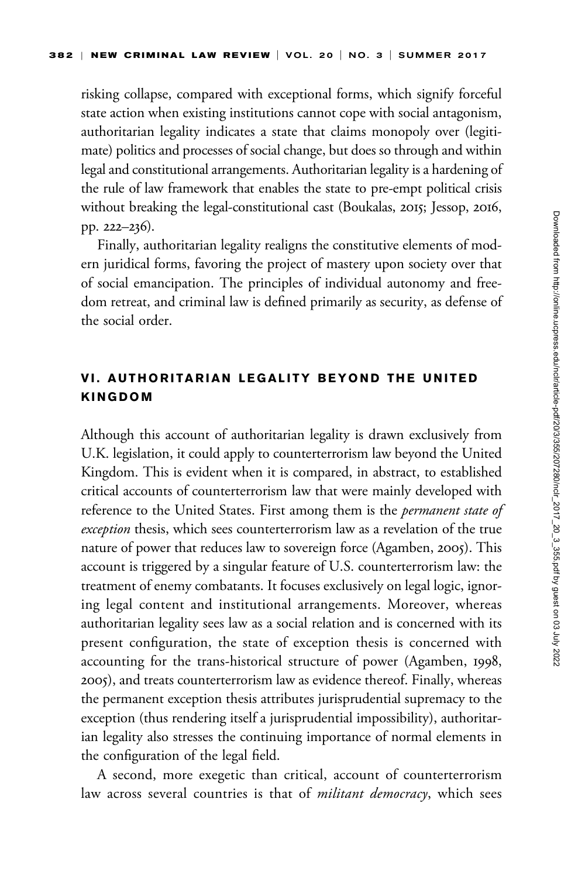risking collapse, compared with exceptional forms, which signify forceful state action when existing institutions cannot cope with social antagonism, authoritarian legality indicates a state that claims monopoly over (legitimate) politics and processes of social change, but does so through and within legal and constitutional arrangements. Authoritarian legality is a hardening of the rule of law framework that enables the state to pre-empt political crisis without breaking the legal-constitutional cast (Boukalas, 2015; Jessop, 2016, pp. 222–236).

Finally, authoritarian legality realigns the constitutive elements of modern juridical forms, favoring the project of mastery upon society over that of social emancipation. The principles of individual autonomy and freedom retreat, and criminal law is defined primarily as security, as defense of the social order.

## VI. AUTHORITARIAN LEGALITY BEYOND THE UNITED KINGDOM

Although this account of authoritarian legality is drawn exclusively from U.K. legislation, it could apply to counterterrorism law beyond the United Kingdom. This is evident when it is compared, in abstract, to established critical accounts of counterterrorism law that were mainly developed with reference to the United States. First among them is the *permanent state of exception* thesis, which sees counterterrorism law as a revelation of the true nature of power that reduces law to sovereign force (Agamben, 2005). This account is triggered by a singular feature of U.S. counterterrorism law: the treatment of enemy combatants. It focuses exclusively on legal logic, ignoring legal content and institutional arrangements. Moreover, whereas authoritarian legality sees law as a social relation and is concerned with its present configuration, the state of exception thesis is concerned with accounting for the trans-historical structure of power (Agamben, 1998, 2005), and treats counterterrorism law as evidence thereof. Finally, whereas the permanent exception thesis attributes jurisprudential supremacy to the exception (thus rendering itself a jurisprudential impossibility), authoritarian legality also stresses the continuing importance of normal elements in the configuration of the legal field.

A second, more exegetic than critical, account of counterterrorism law across several countries is that of *militant democracy*, which sees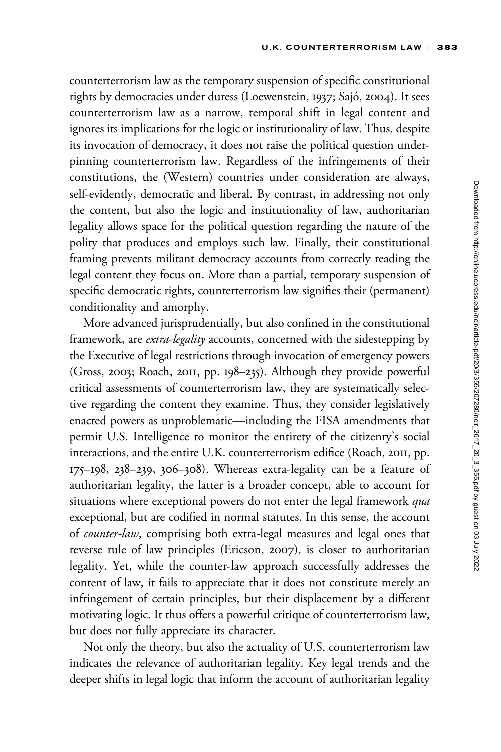counterterrorism law as the temporary suspension of specific constitutional rights by democracies under duress (Loewenstein, 1937; Sajó, 2004). It sees counterterrorism law as a narrow, temporal shift in legal content and ignores its implications for the logic or institutionality of law. Thus, despite its invocation of democracy, it does not raise the political question underpinning counterterrorism law. Regardless of the infringements of their constitutions, the (Western) countries under consideration are always, self-evidently, democratic and liberal. By contrast, in addressing not only the content, but also the logic and institutionality of law, authoritarian legality allows space for the political question regarding the nature of the polity that produces and employs such law. Finally, their constitutional framing prevents militant democracy accounts from correctly reading the legal content they focus on. More than a partial, temporary suspension of specific democratic rights, counterterrorism law signifies their (permanent) conditionality and amorphy.

More advanced jurisprudentially, but also confined in the constitutional framework, are *extra-legality* accounts, concerned with the sidestepping by the Executive of legal restrictions through invocation of emergency powers (Gross, 2003; Roach, 2011, pp. 198–235). Although they provide powerful critical assessments of counterterrorism law, they are systematically selective regarding the content they examine. Thus, they consider legislatively enacted powers as unproblematic—including the FISA amendments that permit U.S. Intelligence to monitor the entirety of the citizenry's social interactions, and the entire U.K. counterterrorism edifice (Roach, 2011, pp. 175–198, 238–239, 306–308). Whereas extra-legality can be a feature of authoritarian legality, the latter is a broader concept, able to account for situations where exceptional powers do not enter the legal framework *qua* exceptional, but are codified in normal statutes. In this sense, the account of *counter-law*, comprising both extra-legal measures and legal ones that reverse rule of law principles (Ericson, 2007), is closer to authoritarian legality. Yet, while the counter-law approach successfully addresses the content of law, it fails to appreciate that it does not constitute merely an infringement of certain principles, but their displacement by a different motivating logic. It thus offers a powerful critique of counterterrorism law, but does not fully appreciate its character.

Not only the theory, but also the actuality of U.S. counterterrorism law indicates the relevance of authoritarian legality. Key legal trends and the deeper shifts in legal logic that inform the account of authoritarian legality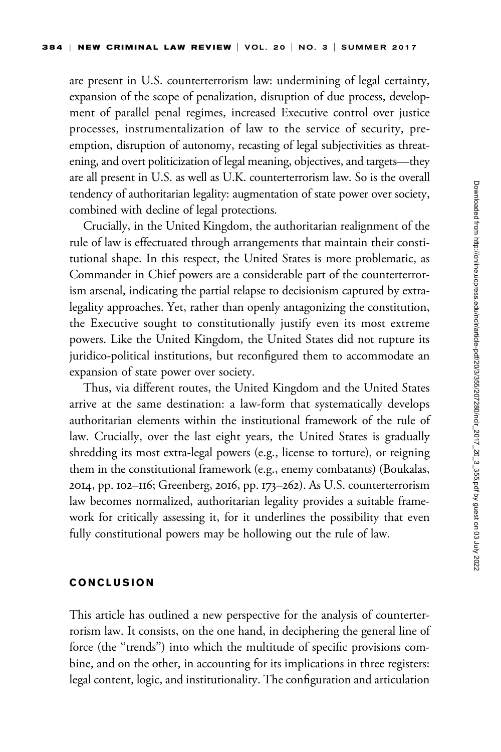are present in U.S. counterterrorism law: undermining of legal certainty, expansion of the scope of penalization, disruption of due process, development of parallel penal regimes, increased Executive control over justice processes, instrumentalization of law to the service of security, pre-emption, disruption of autonomy, recasting of legal subjectivities as threatening, and overt politicization of legal meaning, objectives, and targets—they are all present in U.S. as well as U.K. counterterrorism law. So is the overall tendency of authoritarian legality: augmentation of state power over society, combined with decline of legal protections.

Crucially, in the United Kingdom, the authoritarian realignment of the rule of law is effectuated through arrangements that maintain their constitutional shape. In this respect, the United States is more problematic, as Commander in Chief powers are a considerable part of the counterterrorism arsenal, indicating the partial relapse to decisionism captured by extra-legality approaches. Yet, rather than openly antagonizing the constitution, the Executive sought to constitutionally justify even its most extreme powers. Like the United Kingdom, the United States did not rupture its juridico-political institutions, but reconfigured them to accommodate an expansion of state power over society.

Thus, via different routes, the United Kingdom and the United States arrive at the same destination: a law-form that systematically develops authoritarian elements within the institutional framework of the rule of law. Crucially, over the last eight years, the United States is gradually shredding its most extra-legal powers (e.g., license to torture), or reigning them in the constitutional framework (e.g., enemy combatants) (Boukalas, 2014, pp. 102–116; Greenberg, 2016, pp. 173–262). As U.S. counterterrorism law becomes normalized, authoritarian legality provides a suitable framework for critically assessing it, for it underlines the possibility that even fully constitutional powers may be hollowing out the rule of law.

## CONCLUSION

This article has outlined a new perspective for the analysis of counterterrorism law. It consists, on the one hand, in deciphering the general line of force (the "trends") into which the multitude of specific provisions combine, and on the other, in accounting for its implications in three registers: legal content, logic, and institutionality. The configuration and articulation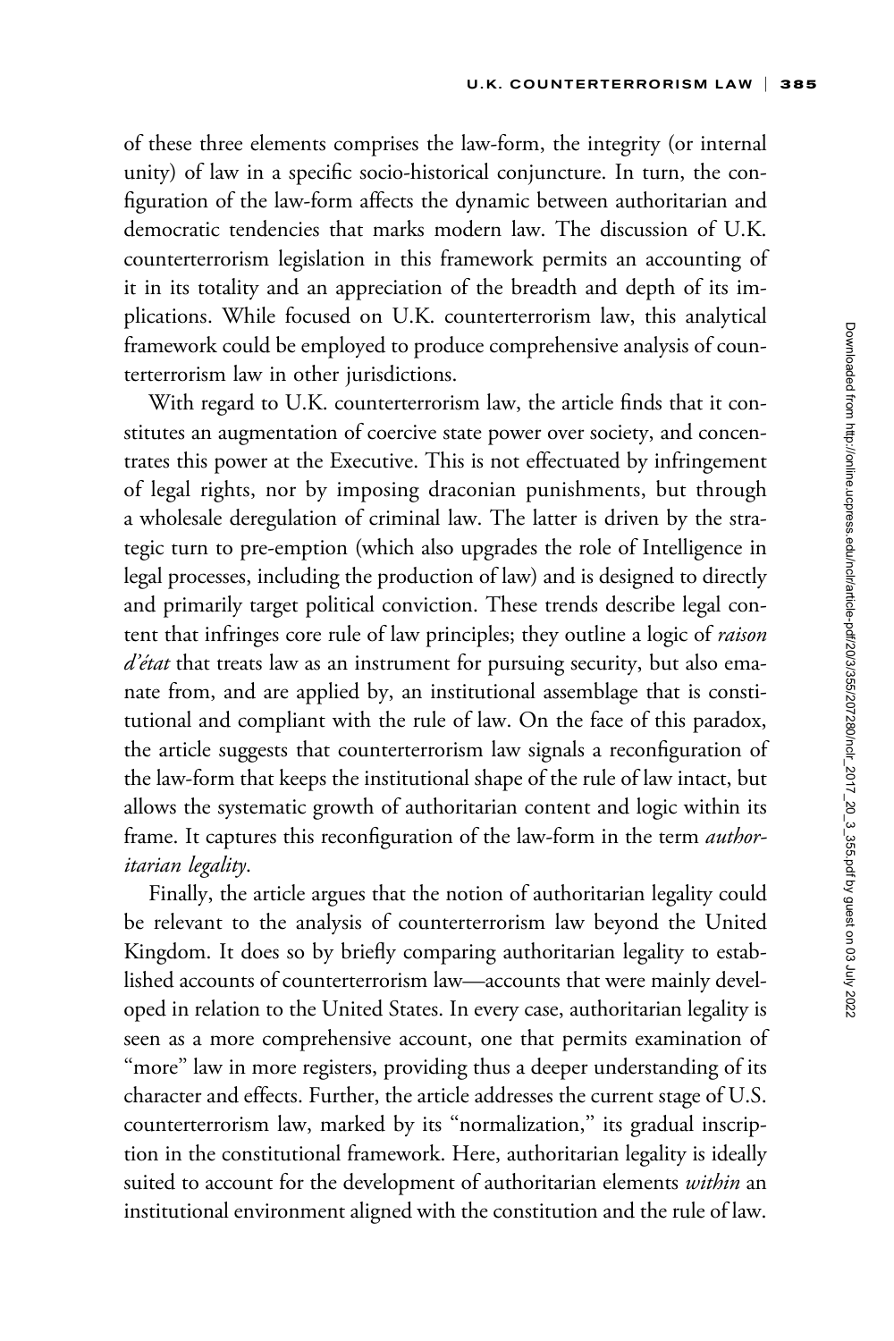of these three elements comprises the law-form, the integrity (or internal unity) of law in a specific socio-historical conjuncture. In turn, the configuration of the law-form affects the dynamic between authoritarian and democratic tendencies that marks modern law. The discussion of U.K. counterterrorism legislation in this framework permits an accounting of it in its totality and an appreciation of the breadth and depth of its implications. While focused on U.K. counterterrorism law, this analytical framework could be employed to produce comprehensive analysis of counterterrorism law in other jurisdictions.

With regard to U.K. counterterrorism law, the article finds that it constitutes an augmentation of coercive state power over society, and concentrates this power at the Executive. This is not effectuated by infringement of legal rights, nor by imposing draconian punishments, but through a wholesale deregulation of criminal law. The latter is driven by the strategic turn to pre-emption (which also upgrades the role of Intelligence in legal processes, including the production of law) and is designed to directly and primarily target political conviction. These trends describe legal content that infringes core rule of law principles; they outline a logic of *raison d'état* that treats law as an instrument for pursuing security, but also emanate from, and are applied by, an institutional assemblage that is constitutional and compliant with the rule of law. On the face of this paradox, the article suggests that counterterrorism law signals a reconfiguration of the law-form that keeps the institutional shape of the rule of law intact, but allows the systematic growth of authoritarian content and logic within its frame. It captures this reconfiguration of the law-form in the term *authoritarian legality*.

Finally, the article argues that the notion of authoritarian legality could be relevant to the analysis of counterterrorism law beyond the United Kingdom. It does so by briefly comparing authoritarian legality to established accounts of counterterrorism law—accounts that were mainly developed in relation to the United States. In every case, authoritarian legality is seen as a more comprehensive account, one that permits examination of "more" law in more registers, providing thus a deeper understanding of its character and effects. Further, the article addresses the current stage of U.S. counterterrorism law, marked by its "normalization," its gradual inscription in the constitutional framework. Here, authoritarian legality is ideally suited to account for the development of authoritarian elements *within* an institutional environment aligned with the constitution and the rule of law.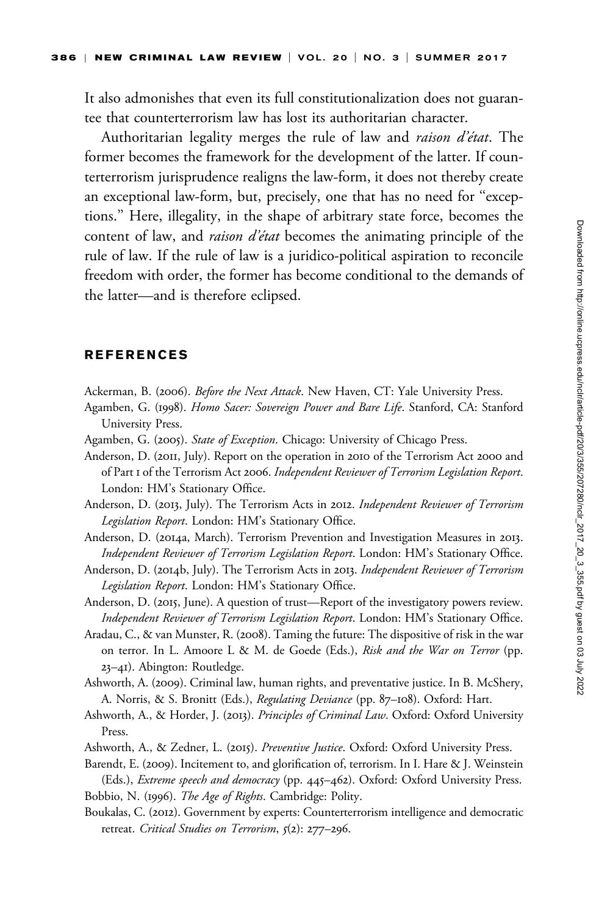It also admonishes that even its full constitutionalization does not guarantee that counterterrorism law has lost its authoritarian character.

Authoritarian legality merges the rule of law and *raison d'état*. The former becomes the framework for the development of the latter. If counterterrorism jurisprudence realigns the law-form, it does not thereby create an exceptional law-form, but, precisely, one that has no need for "exceptions." Here, illegality, in the shape of arbitrary state force, becomes the content of law, and *raison d'état* becomes the animating principle of the rule of law. If the rule of law is a juridico-political aspiration to reconcile freedom with order, the former has become conditional to the demands of the latter—and is therefore eclipsed.

## REFERENCES

Ackerman, B. (2006). *Before the Next Attack*. New Haven, CT: Yale University Press.

Agamben, G. (1998). *Homo Sacer: Sovereign Power and Bare Life*. Stanford, CA: Stanford University Press.

Agamben, G. (2005). *State of Exception*. Chicago: University of Chicago Press.

Anderson, D. (2011, July). Report on the operation in 2010 of the Terrorism Act 2000 and of Part 1 of the Terrorism Act 2006. *Independent Reviewer of Terrorism Legislation Report*. London: HM's Stationary Office.

Anderson, D. (2013, July). The Terrorism Acts in 2012. *Independent Reviewer of Terrorism Legislation Report*. London: HM's Stationary Office.

Anderson, D. (2014a, March). Terrorism Prevention and Investigation Measures in 2013. *Independent Reviewer of Terrorism Legislation Report*. London: HM's Stationary Office.

Anderson, D. (2014b, July). The Terrorism Acts in 2013. *Independent Reviewer of Terrorism Legislation Report*. London: HM's Stationary Office.

Anderson, D. (2015, June). A question of trust—Report of the investigatory powers review. *Independent Reviewer of Terrorism Legislation Report*. London: HM's Stationary Office.

Aradau, C., & van Munster, R. (2008). Taming the future: The dispositive of risk in the war on terror. In L. Amoore L & M. de Goede (Eds.), *Risk and the War on Terror* (pp. 23–41). Abington: Routledge.

Ashworth, A. (2009). Criminal law, human rights, and preventative justice. In B. McShery, A. Norris, & S. Bronitt (Eds.), *Regulating Deviance* (pp. 87–108). Oxford: Hart.

Ashworth, A., & Horder, J. (2013). *Principles of Criminal Law*. Oxford: Oxford University Press.

Ashworth, A., & Zedner, L. (2015). *Preventive Justice*. Oxford: Oxford University Press.

Barendt, E. (2009). Incitement to, and glorification of, terrorism. In I. Hare & J. Weinstein (Eds.), *Extreme speech and democracy* (pp. 445–462). Oxford: Oxford University Press.

Bobbio, N. (1996). *The Age of Rights*. Cambridge: Polity.

Boukalas, C. (2012). Government by experts: Counterterrorism intelligence and democratic retreat. *Critical Studies on Terrorism*, *5*(2): 277–296.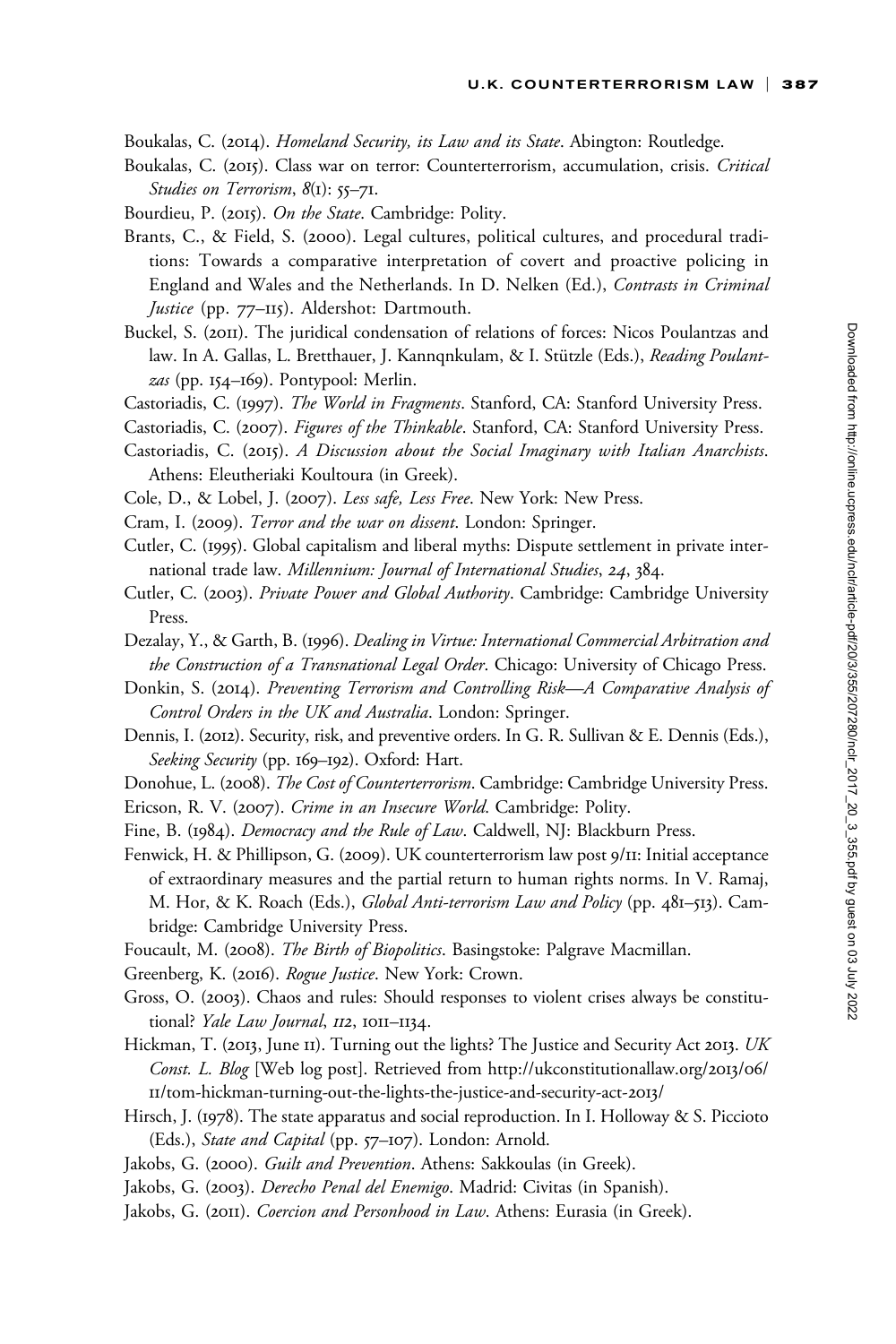Boukalas, C. (2014). *Homeland Security, its Law and its State*. Abington: Routledge.

Boukalas, C. (2015). Class war on terror: Counterterrorism, accumulation, crisis. *Critical Studies on Terrorism*, *8*(1): 55–71.

Bourdieu, P. (2015). *On the State*. Cambridge: Polity.

Brants, C., & Field, S. (2000). Legal cultures, political cultures, and procedural traditions: Towards a comparative interpretation of covert and proactive policing in England and Wales and the Netherlands. In D. Nelken (Ed.), *Contrasts in Criminal Justice* (pp. 77–115). Aldershot: Dartmouth.

Buckel, S. (2011). The juridical condensation of relations of forces: Nicos Poulantzas and law. In A. Gallas, L. Bretthauer, J. Kannqnkulam, & I. Stützle (Eds.), *Reading Poulantzas* (pp. 154–169). Pontypool: Merlin.

Castoriadis, C. (1997). *The World in Fragments*. Stanford, CA: Stanford University Press.

Castoriadis, C. (2007). *Figures of the Thinkable*. Stanford, CA: Stanford University Press.

Castoriadis, C. (2015). *A Discussion about the Social Imaginary with Italian Anarchists*. Athens: Eleutheriaki Koultoura (in Greek).

Cole, D., & Lobel, J. (2007). *Less safe, Less Free*. New York: New Press.

Cram, I. (2009). *Terror and the war on dissent*. London: Springer.

Cutler, C. (1995). Global capitalism and liberal myths: Dispute settlement in private international trade law. *Millennium: Journal of International Studies*, *24*, 384.

Cutler, C. (2003). *Private Power and Global Authority*. Cambridge: Cambridge University Press.

Dezalay, Y., & Garth, B. (1996). *Dealing in Virtue: International Commercial Arbitration and the Construction of a Transnational Legal Order*. Chicago: University of Chicago Press.

Donkin, S. (2014). *Preventing Terrorism and Controlling Risk—A Comparative Analysis of Control Orders in the UK and Australia*. London: Springer.

Dennis, I. (2012). Security, risk, and preventive orders. In G. R. Sullivan & E. Dennis (Eds.), *Seeking Security* (pp. 169–192). Oxford: Hart.

Donohue, L. (2008). *The Cost of Counterterrorism*. Cambridge: Cambridge University Press.

Ericson, R. V. (2007). *Crime in an Insecure World*. Cambridge: Polity.

Fine, B. (1984). *Democracy and the Rule of Law*. Caldwell, NJ: Blackburn Press.

Fenwick, H. & Phillipson, G. (2009). UK counterterrorism law post 9/11: Initial acceptance of extraordinary measures and the partial return to human rights norms. In V. Ramaj, M. Hor, & K. Roach (Eds.), *Global Anti-terrorism Law and Policy* (pp. 481–513). Cambridge: Cambridge University Press.

Foucault, M. (2008). *The Birth of Biopolitics*. Basingstoke: Palgrave Macmillan.

Greenberg, K. (2016). *Rogue Justice*. New York: Crown.

Gross, O. (2003). Chaos and rules: Should responses to violent crises always be constitutional? *Yale Law Journal*, *112*, 1011–1134.

Hickman, T. (2013, June 11). Turning out the lights? The Justice and Security Act 2013. *UK Const. L. Blog* [Web log post]. Retrieved from http://ukconstitutionallaw.org/2013/06/11/tom-hickman-turning-out-the-lights-the-justice-and-security-act-2013/

Hirsch, J. (1978). The state apparatus and social reproduction. In I. Holloway & S. Piccioto (Eds.), *State and Capital* (pp. 57–107). London: Arnold.

Jakobs, G. (2000). *Guilt and Prevention*. Athens: Sakkoulas (in Greek).

Jakobs, G. (2003). *Derecho Penal del Enemigo*. Madrid: Civitas (in Spanish).

Jakobs, G. (2011). *Coercion and Personhood in Law*. Athens: Eurasia (in Greek).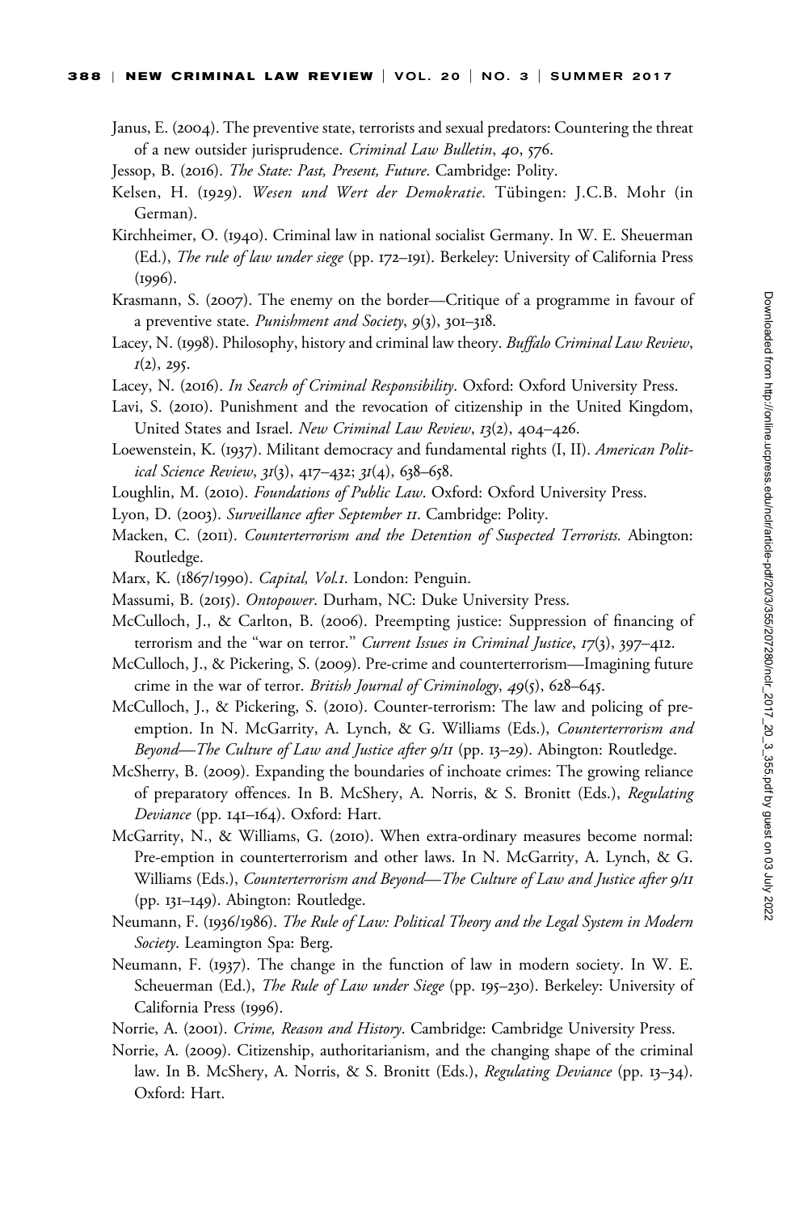Janus, E. (2004). The preventive state, terrorists and sexual predators: Countering the threat of a new outsider jurisprudence. *Criminal Law Bulletin*, *40*, 576.

Jessop, B. (2016). *The State: Past, Present, Future*. Cambridge: Polity.

Kelsen, H. (1929). *Wesen und Wert der Demokratie.* Tübingen: J.C.B. Mohr (in German).

Kirchheimer, O. (1940). Criminal law in national socialist Germany. In W. E. Sheuerman (Ed.), *The rule of law under siege* (pp. 172–191). Berkeley: University of California Press (1996).

Krasmann, S. (2007). The enemy on the border—Critique of a programme in favour of a preventive state. *Punishment and Society*, *9*(3), 301–318.

Lacey, N. (1998). Philosophy, history and criminal law theory. *Buffalo Criminal Law Review*, *1*(2), 295.

Lacey, N. (2016). *In Search of Criminal Responsibility*. Oxford: Oxford University Press.

Lavi, S. (2010). Punishment and the revocation of citizenship in the United Kingdom, United States and Israel. *New Criminal Law Review*, *13*(2), 404–426.

Loewenstein, K. (1937). Militant democracy and fundamental rights (I, II). *American Political Science Review*, *31*(3), 417–432; *31*(4), 638–658.

Loughlin, M. (2010). *Foundations of Public Law*. Oxford: Oxford University Press.

Lyon, D. (2003). *Surveillance after September 11*. Cambridge: Polity.

Macken, C. (2011). *Counterterrorism and the Detention of Suspected Terrorists.* Abington: Routledge.

Marx, K. (1867/1990). *Capital, Vol.1*. London: Penguin.

Massumi, B. (2015). *Ontopower*. Durham, NC: Duke University Press.

McCulloch, J., & Carlton, B. (2006). Preempting justice: Suppression of financing of terrorism and the "war on terror." *Current Issues in Criminal Justice*, *17*(3), 397–412.

McCulloch, J., & Pickering, S. (2009). Pre-crime and counterterrorism—Imagining future crime in the war of terror. *British Journal of Criminology*, *49*(5), 628–645.

McCulloch, J., & Pickering, S. (2010). Counter-terrorism: The law and policing of pre-emption. In N. McGarrity, A. Lynch, & G. Williams (Eds.), *Counterterrorism and Beyond—The Culture of Law and Justice after 9/11* (pp. 13–29). Abington: Routledge.

McSherry, B. (2009). Expanding the boundaries of inchoate crimes: The growing reliance of preparatory offences. In B. McShery, A. Norris, & S. Bronitt (Eds.), *Regulating Deviance* (pp. 141–164). Oxford: Hart.

McGarrity, N., & Williams, G. (2010). When extra-ordinary measures become normal: Pre-emption in counterterrorism and other laws. In N. McGarrity, A. Lynch, & G. Williams (Eds.), *Counterterrorism and Beyond—The Culture of Law and Justice after 9/11* (pp. 131–149). Abington: Routledge.

Neumann, F. (1936/1986). *The Rule of Law: Political Theory and the Legal System in Modern Society*. Leamington Spa: Berg.

Neumann, F. (1937). The change in the function of law in modern society. In W. E. Scheuerman (Ed.), *The Rule of Law under Siege* (pp. 195–230). Berkeley: University of California Press (1996).

Norrie, A. (2001). *Crime, Reason and History*. Cambridge: Cambridge University Press.

Norrie, A. (2009). Citizenship, authoritarianism, and the changing shape of the criminal law. In B. McShery, A. Norris, & S. Bronitt (Eds.), *Regulating Deviance* (pp. 13–34). Oxford: Hart.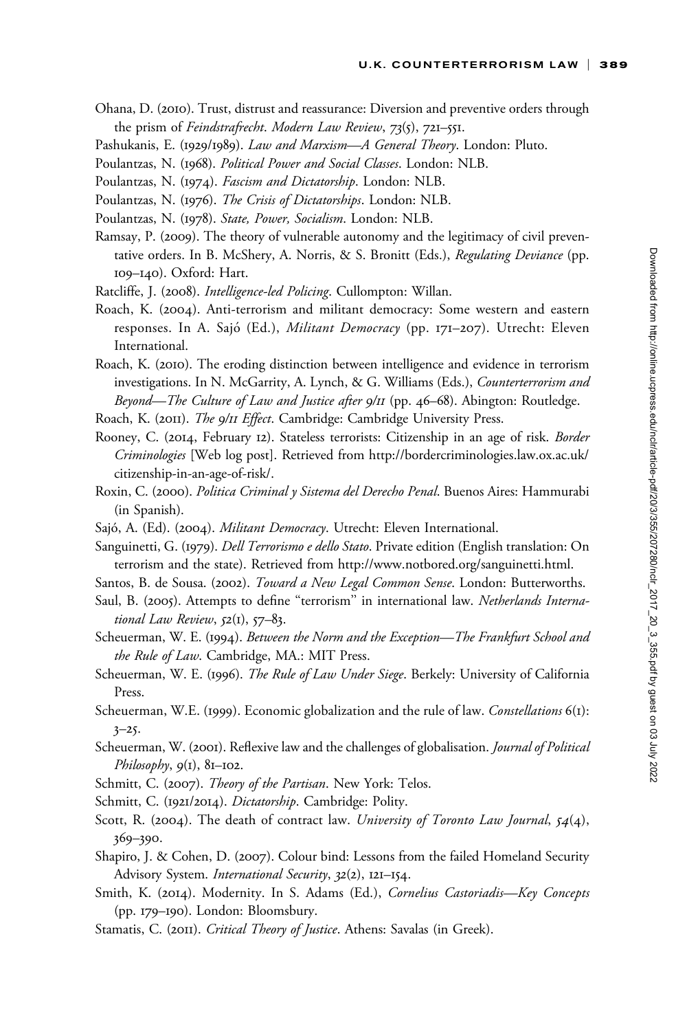Ohana, D. (2010). Trust, distrust and reassurance: Diversion and preventive orders through the prism of *Feindstrafrecht*. *Modern Law Review*, *73*(5), 721–551.

Pashukanis, E. (1929/1989). *Law and Marxism—A General Theory*. London: Pluto.

Poulantzas, N. (1968). *Political Power and Social Classes*. London: NLB.

Poulantzas, N. (1974). *Fascism and Dictatorship*. London: NLB.

Poulantzas, N. (1976). *The Crisis of Dictatorships*. London: NLB.

Poulantzas, N. (1978). *State, Power, Socialism*. London: NLB.

Ramsay, P. (2009). The theory of vulnerable autonomy and the legitimacy of civil preventative orders. In B. McShery, A. Norris, & S. Bronitt (Eds.), *Regulating Deviance* (pp. 109–140). Oxford: Hart.

Ratcliffe, J. (2008). *Intelligence-led Policing*. Cullompton: Willan.

Roach, K. (2004). Anti-terrorism and militant democracy: Some western and eastern responses. In A. Sajó (Ed.), *Militant Democracy* (pp. 171–207). Utrecht: Eleven International.

Roach, K. (2010). The eroding distinction between intelligence and evidence in terrorism investigations. In N. McGarrity, A. Lynch, & G. Williams (Eds.), *Counterterrorism and Beyond—The Culture of Law and Justice after 9/11* (pp. 46–68). Abington: Routledge.

Roach, K. (2011). *The 9/11 Effect*. Cambridge: Cambridge University Press.

Rooney, C. (2014, February 12). Stateless terrorists: Citizenship in an age of risk. *Border Criminologies* [Web log post]. Retrieved from http://bordercriminologies.law.ox.ac.uk/citizenship-in-an-age-of-risk/.

Roxin, C. (2000). *Politica Criminal y Sistema del Derecho Penal*. Buenos Aires: Hammurabi (in Spanish).

Sajó, A. (Ed). (2004). *Militant Democracy*. Utrecht: Eleven International.

Sanguinetti, G. (1979). *Dell Terrorismo e dello Stato*. Private edition (English translation: On terrorism and the state). Retrieved from http://www.notbored.org/sanguinetti.html.

Santos, B. de Sousa. (2002). *Toward a New Legal Common Sense*. London: Butterworths.

Saul, B. (2005). Attempts to define "terrorism" in international law. *Netherlands International Law Review*, *52*(1), 57–83.

Scheuerman, W. E. (1994). *Between the Norm and the Exception—The Frankfurt School and the Rule of Law*. Cambridge, MA.: MIT Press.

Scheuerman, W. E. (1996). *The Rule of Law Under Siege*. Berkely: University of California Press.

Scheuerman, W.E. (1999). Economic globalization and the rule of law. *Constellations* 6(1): 3–25.

Scheuerman, W. (2001). Reflexive law and the challenges of globalisation. *Journal of Political Philosophy*, *9*(1), 81–102.

Schmitt, C. (2007). *Theory of the Partisan*. New York: Telos.

Schmitt, C. (1921/2014). *Dictatorship*. Cambridge: Polity.

Scott, R. (2004). The death of contract law. *University of Toronto Law Journal*, *54*(4), 369–390.

Shapiro, J. & Cohen, D. (2007). Colour bind: Lessons from the failed Homeland Security Advisory System. *International Security*, *32*(2), 121–154.

Smith, K. (2014). Modernity. In S. Adams (Ed.), *Cornelius Castoriadis—Key Concepts* (pp. 179–190). London: Bloomsbury.

Stamatis, C. (2011). *Critical Theory of Justice*. Athens: Savalas (in Greek).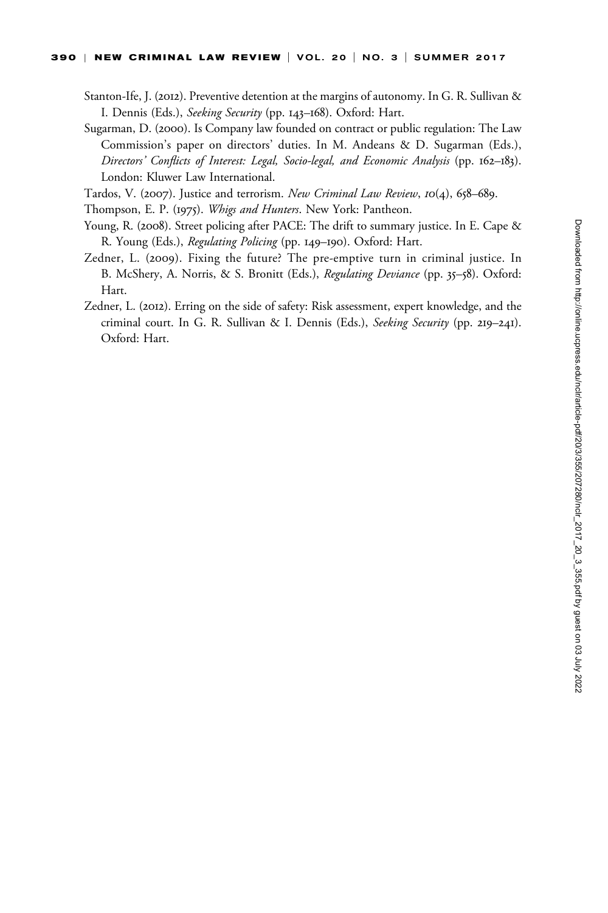Stanton-Ife, J. (2012). Preventive detention at the margins of autonomy. In G. R. Sullivan & I. Dennis (Eds.), *Seeking Security* (pp. 143–168). Oxford: Hart.

Sugarman, D. (2000). Is Company law founded on contract or public regulation: The Law Commission's paper on directors' duties. In M. Andeans & D. Sugarman (Eds.), *Directors' Conflicts of Interest: Legal, Socio-legal, and Economic Analysis* (pp. 162–183). London: Kluwer Law International.

Tardos, V. (2007). Justice and terrorism. *New Criminal Law Review*, *10*(4), 658–689.

Thompson, E. P. (1975). *Whigs and Hunters*. New York: Pantheon.

Young, R. (2008). Street policing after PACE: The drift to summary justice. In E. Cape & R. Young (Eds.), *Regulating Policing* (pp. 149–190). Oxford: Hart.

Zedner, L. (2009). Fixing the future? The pre-emptive turn in criminal justice. In B. McShery, A. Norris, & S. Bronitt (Eds.), *Regulating Deviance* (pp. 35–58). Oxford: Hart.

Zedner, L. (2012). Erring on the side of safety: Risk assessment, expert knowledge, and the criminal court. In G. R. Sullivan & I. Dennis (Eds.), *Seeking Security* (pp. 219–241). Oxford: Hart.